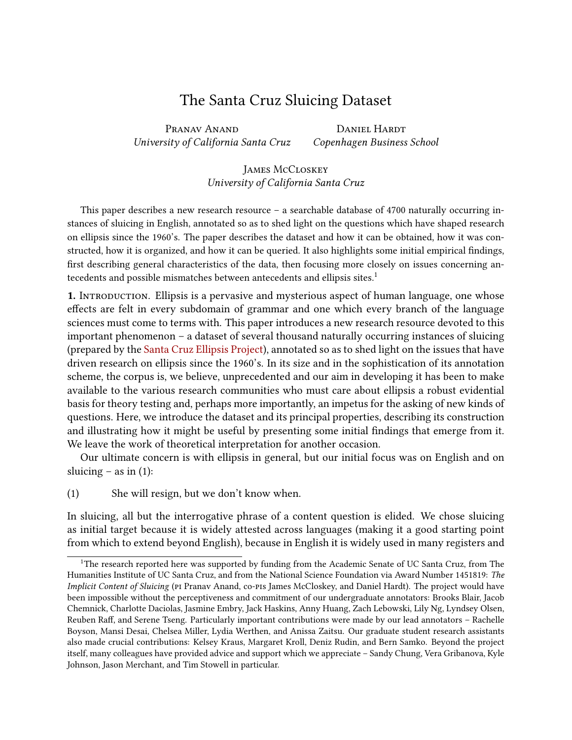# The Santa Cruz Sluicing Dataset

**Pranav Anand**
*University of California Santa Cruz*

**Daniel Hardt**
*Copenhagen Business School*

**James McCloskey**
*University of California Santa Cruz*

This paper describes a new research resource – a searchable database of 4700 naturally occurring instances of sluicing in English, annotated so as to shed light on the questions which have shaped research on ellipsis since the 1960's. The paper describes the dataset and how it can be obtained, how it was constructed, how it is organized, and how it can be queried. It also highlights some initial empirical findings, first describing general characteristics of the data, then focusing more closely on issues concerning antecedents and possible mismatches between antecedents and ellipsis sites.[1]

**1.** Introduction. Ellipsis is a pervasive and mysterious aspect of human language, one whose effects are felt in every subdomain of grammar and one which every branch of the language sciences must come to terms with. This paper introduces a new research resource devoted to this important phenomenon – a dataset of several thousand naturally occurring instances of sluicing (prepared by the Santa Cruz Ellipsis Project), annotated so as to shed light on the issues that have driven research on ellipsis since the 1960's. In its size and in the sophistication of its annotation scheme, the corpus is, we believe, unprecedented and our aim in developing it has been to make available to the various research communities who must care about ellipsis a robust evidential basis for theory testing and, perhaps more importantly, an impetus for the asking of new kinds of questions. Here, we introduce the dataset and its principal properties, describing its construction and illustrating how it might be useful by presenting some initial findings that emerge from it. We leave the work of theoretical interpretation for another occasion.

Our ultimate concern is with ellipsis in general, but our initial focus was on English and on sluicing – as in (1):

(1) She will resign, but we don't know when.

In sluicing, all but the interrogative phrase of a content question is elided. We chose sluicing as initial target because it is widely attested across languages (making it a good starting point from which to extend beyond English), because in English it is widely used in many registers and

[1]The research reported here was supported by funding from the Academic Senate of UC Santa Cruz, from The Humanities Institute of UC Santa Cruz, and from the National Science Foundation via Award Number 1451819: *The Implicit Content of Sluicing* (pi Pranav Anand, co-pis James McCloskey, and Daniel Hardt). The project would have been impossible without the perceptiveness and commitment of our undergraduate annotators: Brooks Blair, Jacob Chemnick, Charlotte Daciolas, Jasmine Embry, Jack Haskins, Anny Huang, Zach Lebowski, Lily Ng, Lyndsey Olsen, Reuben Raff, and Serene Tseng. Particularly important contributions were made by our lead annotators – Rachelle Boyson, Mansi Desai, Chelsea Miller, Lydia Werthen, and Anissa Zaitsu. Our graduate student research assistants also made crucial contributions: Kelsey Kraus, Margaret Kroll, Deniz Rudin, and Bern Samko. Beyond the project itself, many colleagues have provided advice and support which we appreciate – Sandy Chung, Vera Gribanova, Kyle Johnson, Jason Merchant, and Tim Stowell in particular.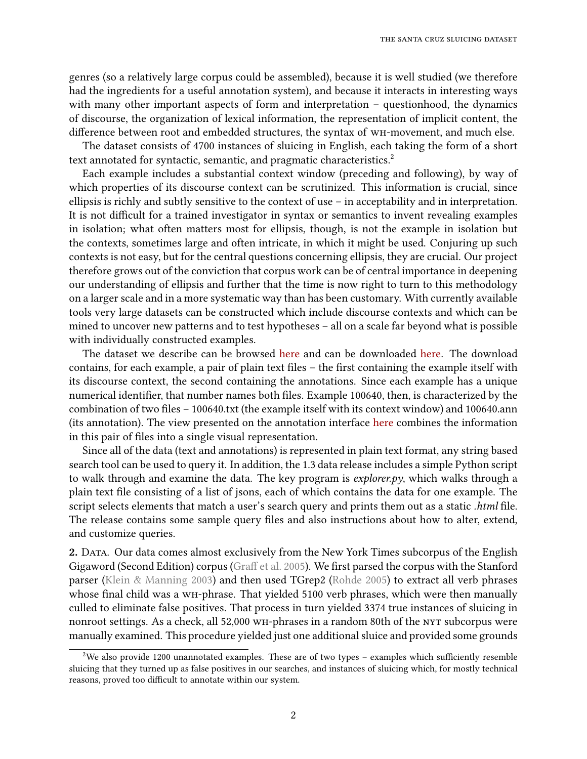genres (so a relatively large corpus could be assembled), because it is well studied (we therefore had the ingredients for a useful annotation system), and because it interacts in interesting ways with many other important aspects of form and interpretation – questionhood, the dynamics of discourse, the organization of lexical information, the representation of implicit content, the difference between root and embedded structures, the syntax of WH-movement, and much else.

The dataset consists of 4700 instances of sluicing in English, each taking the form of a short text annotated for syntactic, semantic, and pragmatic characteristics.[2]

Each example includes a substantial context window (preceding and following), by way of which properties of its discourse context can be scrutinized. This information is crucial, since ellipsis is richly and subtly sensitive to the context of use – in acceptability and in interpretation. It is not difficult for a trained investigator in syntax or semantics to invent revealing examples in isolation; what often matters most for ellipsis, though, is not the example in isolation but the contexts, sometimes large and often intricate, in which it might be used. Conjuring up such contexts is not easy, but for the central questions concerning ellipsis, they are crucial. Our project therefore grows out of the conviction that corpus work can be of central importance in deepening our understanding of ellipsis and further that the time is now right to turn to this methodology on a larger scale and in a more systematic way than has been customary. With currently available tools very large datasets can be constructed which include discourse contexts and which can be mined to uncover new patterns and to test hypotheses – all on a scale far beyond what is possible with individually constructed examples.

The dataset we describe can be browsed here and can be downloaded here. The download contains, for each example, a pair of plain text files – the first containing the example itself with its discourse context, the second containing the annotations. Since each example has a unique numerical identifier, that number names both files. Example 100640, then, is characterized by the combination of two files – 100640.txt (the example itself with its context window) and 100640.ann (its annotation). The view presented on the annotation interface here combines the information in this pair of files into a single visual representation.

Since all of the data (text and annotations) is represented in plain text format, any string based search tool can be used to query it. In addition, the 1.3 data release includes a simple Python script to walk through and examine the data. The key program is *explorer.py*, which walks through a plain text file consisting of a list of jsons, each of which contains the data for one example. The script selects elements that match a user's search query and prints them out as a static *.html* file. The release contains some sample query files and also instructions about how to alter, extend, and customize queries.

**2.** DATA. Our data comes almost exclusively from the New York Times subcorpus of the English Gigaword (Second Edition) corpus (Graff et al. 2005). We first parsed the corpus with the Stanford parser (Klein & Manning 2003) and then used TGrep2 (Rohde 2005) to extract all verb phrases whose final child was a WH-phrase. That yielded 5100 verb phrases, which were then manually culled to eliminate false positives. That process in turn yielded 3374 true instances of sluicing in nonroot settings. As a check, all 52,000 WH-phrases in a random 80th of the NYT subcorpus were manually examined. This procedure yielded just one additional sluice and provided some grounds

[2] We also provide 1200 unannotated examples. These are of two types – examples which sufficiently resemble sluicing that they turned up as false positives in our searches, and instances of sluicing which, for mostly technical reasons, proved too difficult to annotate within our system.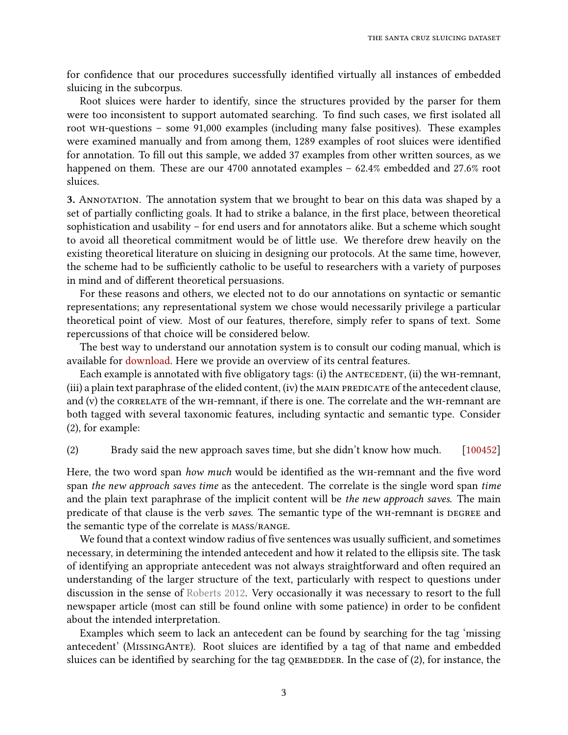for confidence that our procedures successfully identified virtually all instances of embedded sluicing in the subcorpus.

Root sluices were harder to identify, since the structures provided by the parser for them were too inconsistent to support automated searching. To find such cases, we first isolated all root WH-questions – some 91,000 examples (including many false positives). These examples were examined manually and from among them, 1289 examples of root sluices were identified for annotation. To fill out this sample, we added 37 examples from other written sources, as we happened on them. These are our 4700 annotated examples – 62.4% embedded and 27.6% root sluices.

**3.** ANNOTATION. The annotation system that we brought to bear on this data was shaped by a set of partially conflicting goals. It had to strike a balance, in the first place, between theoretical sophistication and usability – for end users and for annotators alike. But a scheme which sought to avoid all theoretical commitment would be of little use. We therefore drew heavily on the existing theoretical literature on sluicing in designing our protocols. At the same time, however, the scheme had to be sufficiently catholic to be useful to researchers with a variety of purposes in mind and of different theoretical persuasions.

For these reasons and others, we elected not to do our annotations on syntactic or semantic representations; any representational system we chose would necessarily privilege a particular theoretical point of view. Most of our features, therefore, simply refer to spans of text. Some repercussions of that choice will be considered below.

The best way to understand our annotation system is to consult our coding manual, which is available for download. Here we provide an overview of its central features.

Each example is annotated with five obligatory tags: (i) the ANTECEDENT, (ii) the WH-remnant, (iii) a plain text paraphrase of the elided content, (iv) the MAIN PREDICATE of the antecedent clause, and (v) the CORRELATE of the WH-remnant, if there is one. The correlate and the WH-remnant are both tagged with several taxonomic features, including syntactic and semantic type. Consider (2), for example:

(2) Brady said the new approach saves time, but she didn't know how much. [100452]

Here, the two word span *how much* would be identified as the WH-remnant and the five word span *the new approach saves time* as the antecedent. The correlate is the single word span *time* and the plain text paraphrase of the implicit content will be *the new approach saves.* The main predicate of that clause is the verb *saves.* The semantic type of the WH-remnant is DEGREE and the semantic type of the correlate is MASS/RANGE.

We found that a context window radius of five sentences was usually sufficient, and sometimes necessary, in determining the intended antecedent and how it related to the ellipsis site. The task of identifying an appropriate antecedent was not always straightforward and often required an understanding of the larger structure of the text, particularly with respect to questions under discussion in the sense of Roberts 2012. Very occasionally it was necessary to resort to the full newspaper article (most can still be found online with some patience) in order to be confident about the intended interpretation.

Examples which seem to lack an antecedent can be found by searching for the tag 'missing antecedent' (MISSINGANTE). Root sluices are identified by a tag of that name and embedded sluices can be identified by searching for the tag QEMBEDDER. In the case of (2), for instance, the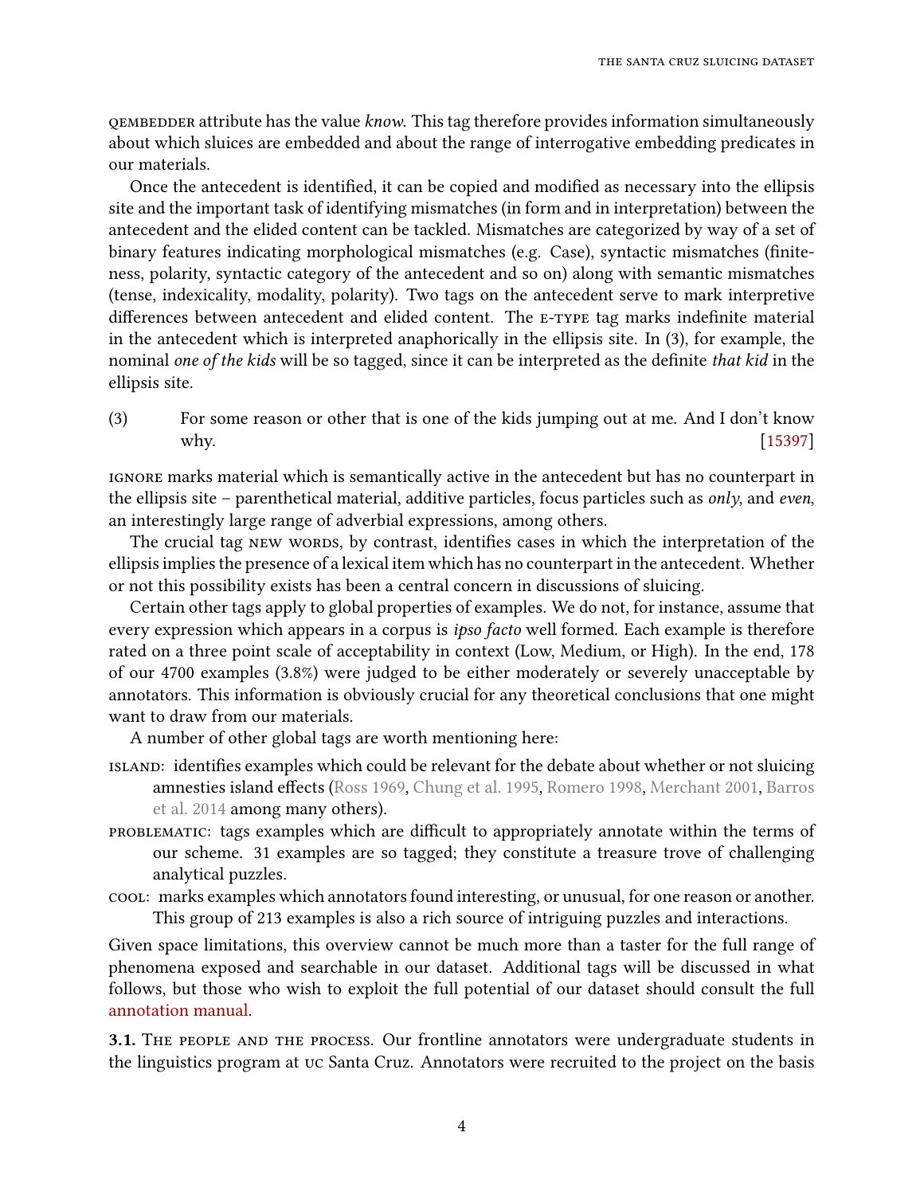QEMBEDDER attribute has the value *know*. This tag therefore provides information simultaneously about which sluices are embedded and about the range of interrogative embedding predicates in our materials.

Once the antecedent is identified, it can be copied and modified as necessary into the ellipsis site and the important task of identifying mismatches (in form and in interpretation) between the antecedent and the elided content can be tackled. Mismatches are categorized by way of a set of binary features indicating morphological mismatches (e.g. Case), syntactic mismatches (finiteness, polarity, syntactic category of the antecedent and so on) along with semantic mismatches (tense, indexicality, modality, polarity). Two tags on the antecedent serve to mark interpretive differences between antecedent and elided content. The E-TYPE tag marks indefinite material in the antecedent which is interpreted anaphorically in the ellipsis site. In (3), for example, the nominal *one of the kids* will be so tagged, since it can be interpreted as the definite *that kid* in the ellipsis site.

(3) For some reason or other that is one of the kids jumping out at me. And I don't know why. [15397]

IGNORE marks material which is semantically active in the antecedent but has no counterpart in the ellipsis site – parenthetical material, additive particles, focus particles such as *only*, and *even*, an interestingly large range of adverbial expressions, among others.

The crucial tag NEW WORDS, by contrast, identifies cases in which the interpretation of the ellipsis implies the presence of a lexical item which has no counterpart in the antecedent. Whether or not this possibility exists has been a central concern in discussions of sluicing.

Certain other tags apply to global properties of examples. We do not, for instance, assume that every expression which appears in a corpus is *ipso facto* well formed. Each example is therefore rated on a three point scale of acceptability in context (Low, Medium, or High). In the end, 178 of our 4700 examples (3.8%) were judged to be either moderately or severely unacceptable by annotators. This information is obviously crucial for any theoretical conclusions that one might want to draw from our materials.

A number of other global tags are worth mentioning here:

- ISLAND: identifies examples which could be relevant for the debate about whether or not sluicing amnesties island effects (Ross 1969, Chung et al. 1995, Romero 1998, Merchant 2001, Barros et al. 2014 among many others).
- PROBLEMATIC: tags examples which are difficult to appropriately annotate within the terms of our scheme. 31 examples are so tagged; they constitute a treasure trove of challenging analytical puzzles.
- COOL: marks examples which annotators found interesting, or unusual, for one reason or another. This group of 213 examples is also a rich source of intriguing puzzles and interactions.

Given space limitations, this overview cannot be much more than a taster for the full range of phenomena exposed and searchable in our dataset. Additional tags will be discussed in what follows, but those who wish to exploit the full potential of our dataset should consult the full annotation manual.

**3.1. The people and the process.** Our frontline annotators were undergraduate students in the linguistics program at UC Santa Cruz. Annotators were recruited to the project on the basis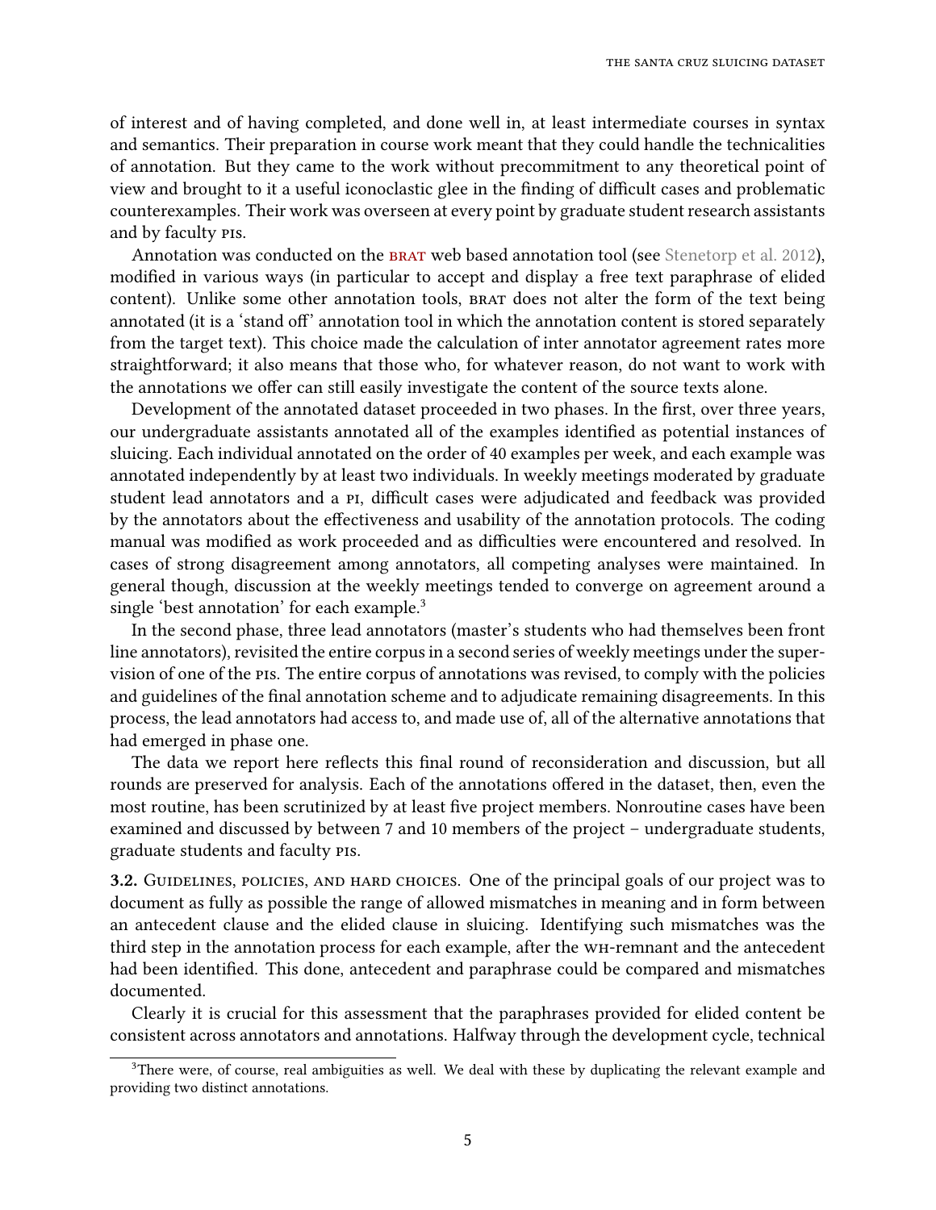of interest and of having completed, and done well in, at least intermediate courses in syntax and semantics. Their preparation in course work meant that they could handle the technicalities of annotation. But they came to the work without precommitment to any theoretical point of view and brought to it a useful iconoclastic glee in the finding of difficult cases and problematic counterexamples. Their work was overseen at every point by graduate student research assistants and by faculty PIs.

Annotation was conducted on the BRAT web based annotation tool (see Stenetorp et al. 2012), modified in various ways (in particular to accept and display a free text paraphrase of elided content). Unlike some other annotation tools, BRAT does not alter the form of the text being annotated (it is a 'stand off' annotation tool in which the annotation content is stored separately from the target text). This choice made the calculation of inter annotator agreement rates more straightforward; it also means that those who, for whatever reason, do not want to work with the annotations we offer can still easily investigate the content of the source texts alone.

Development of the annotated dataset proceeded in two phases. In the first, over three years, our undergraduate assistants annotated all of the examples identified as potential instances of sluicing. Each individual annotated on the order of 40 examples per week, and each example was annotated independently by at least two individuals. In weekly meetings moderated by graduate student lead annotators and a PI, difficult cases were adjudicated and feedback was provided by the annotators about the effectiveness and usability of the annotation protocols. The coding manual was modified as work proceeded and as difficulties were encountered and resolved. In cases of strong disagreement among annotators, all competing analyses were maintained. In general though, discussion at the weekly meetings tended to converge on agreement around a single 'best annotation' for each example.[3]

In the second phase, three lead annotators (master's students who had themselves been front line annotators), revisited the entire corpus in a second series of weekly meetings under the supervision of one of the PIs. The entire corpus of annotations was revised, to comply with the policies and guidelines of the final annotation scheme and to adjudicate remaining disagreements. In this process, the lead annotators had access to, and made use of, all of the alternative annotations that had emerged in phase one.

The data we report here reflects this final round of reconsideration and discussion, but all rounds are preserved for analysis. Each of the annotations offered in the dataset, then, even the most routine, has been scrutinized by at least five project members. Nonroutine cases have been examined and discussed by between 7 and 10 members of the project – undergraduate students, graduate students and faculty PIs.

**3.2. Guidelines, policies, and hard choices.** One of the principal goals of our project was to document as fully as possible the range of allowed mismatches in meaning and in form between an antecedent clause and the elided clause in sluicing. Identifying such mismatches was the third step in the annotation process for each example, after the WH-remnant and the antecedent had been identified. This done, antecedent and paraphrase could be compared and mismatches documented.

Clearly it is crucial for this assessment that the paraphrases provided for elided content be consistent across annotators and annotations. Halfway through the development cycle, technical

[3] There were, of course, real ambiguities as well. We deal with these by duplicating the relevant example and providing two distinct annotations.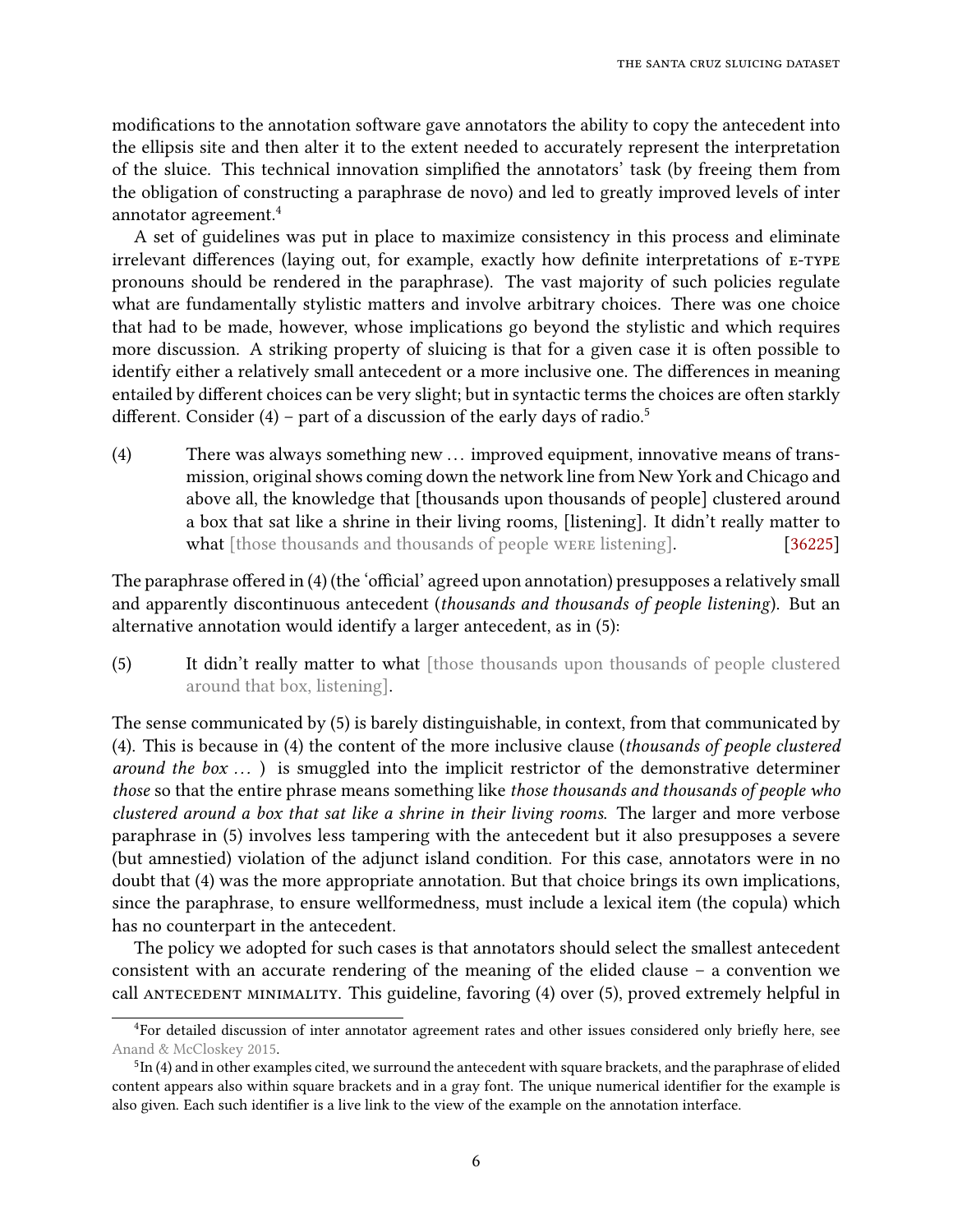modifications to the annotation software gave annotators the ability to copy the antecedent into the ellipsis site and then alter it to the extent needed to accurately represent the interpretation of the sluice. This technical innovation simplified the annotators' task (by freeing them from the obligation of constructing a paraphrase de novo) and led to greatly improved levels of inter annotator agreement.[4]

A set of guidelines was put in place to maximize consistency in this process and eliminate irrelevant differences (laying out, for example, exactly how definite interpretations of E-TYPE pronouns should be rendered in the paraphrase). The vast majority of such policies regulate what are fundamentally stylistic matters and involve arbitrary choices. There was one choice that had to be made, however, whose implications go beyond the stylistic and which requires more discussion. A striking property of sluicing is that for a given case it is often possible to identify either a relatively small antecedent or a more inclusive one. The differences in meaning entailed by different choices can be very slight; but in syntactic terms the choices are often starkly different. Consider (4) – part of a discussion of the early days of radio.[5]

(4) There was always something new … improved equipment, innovative means of transmission, original shows coming down the network line from New York and Chicago and above all, the knowledge that [thousands upon thousands of people] clustered around a box that sat like a shrine in their living rooms, [listening]. It didn't really matter to what [those thousands and thousands of people WERE listening]. [36225]

The paraphrase offered in (4) (the 'official' agreed upon annotation) presupposes a relatively small and apparently discontinuous antecedent (*thousands and thousands of people listening*). But an alternative annotation would identify a larger antecedent, as in (5):

(5) It didn't really matter to what [those thousands upon thousands of people clustered around that box, listening].

The sense communicated by (5) is barely distinguishable, in context, from that communicated by (4). This is because in (4) the content of the more inclusive clause (*thousands of people clustered around the box …* ) is smuggled into the implicit restrictor of the demonstrative determiner *those* so that the entire phrase means something like *those thousands and thousands of people who clustered around a box that sat like a shrine in their living rooms.* The larger and more verbose paraphrase in (5) involves less tampering with the antecedent but it also presupposes a severe (but amnestied) violation of the adjunct island condition. For this case, annotators were in no doubt that (4) was the more appropriate annotation. But that choice brings its own implications, since the paraphrase, to ensure wellformedness, must include a lexical item (the copula) which has no counterpart in the antecedent.

The policy we adopted for such cases is that annotators should select the smallest antecedent consistent with an accurate rendering of the meaning of the elided clause – a convention we call ANTECEDENT MINIMALITY. This guideline, favoring (4) over (5), proved extremely helpful in

[4] For detailed discussion of inter annotator agreement rates and other issues considered only briefly here, see Anand & McCloskey 2015.

[5] In (4) and in other examples cited, we surround the antecedent with square brackets, and the paraphrase of elided content appears also within square brackets and in a gray font. The unique numerical identifier for the example is also given. Each such identifier is a live link to the view of the example on the annotation interface.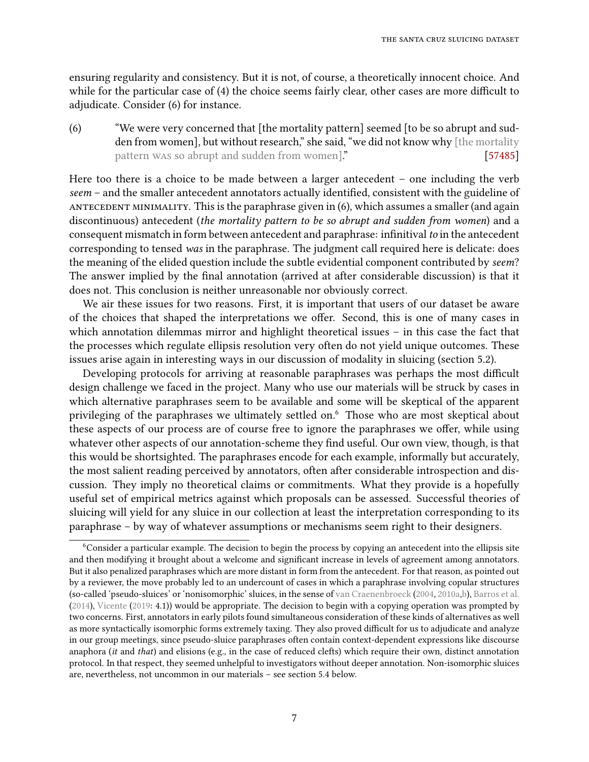ensuring regularity and consistency. But it is not, of course, a theoretically innocent choice. And while for the particular case of (4) the choice seems fairly clear, other cases are more difficult to adjudicate. Consider (6) for instance.

(6) "We were very concerned that [the mortality pattern] seemed [to be so abrupt and sudden from women], but without research," she said, "we did not know why [the mortality pattern WAS so abrupt and sudden from women]." [57485]

Here too there is a choice to be made between a larger antecedent – one including the verb *seem* – and the smaller antecedent annotators actually identified, consistent with the guideline of ANTECEDENT MINIMALITY. This is the paraphrase given in (6), which assumes a smaller (and again discontinuous) antecedent (*the mortality pattern to be so abrupt and sudden from women*) and a consequent mismatch in form between antecedent and paraphrase: infinitival *to* in the antecedent corresponding to tensed *was* in the paraphrase. The judgment call required here is delicate: does the meaning of the elided question include the subtle evidential component contributed by *seem*? The answer implied by the final annotation (arrived at after considerable discussion) is that it does not. This conclusion is neither unreasonable nor obviously correct.

We air these issues for two reasons. First, it is important that users of our dataset be aware of the choices that shaped the interpretations we offer. Second, this is one of many cases in which annotation dilemmas mirror and highlight theoretical issues – in this case the fact that the processes which regulate ellipsis resolution very often do not yield unique outcomes. These issues arise again in interesting ways in our discussion of modality in sluicing (section 5.2).

Developing protocols for arriving at reasonable paraphrases was perhaps the most difficult design challenge we faced in the project. Many who use our materials will be struck by cases in which alternative paraphrases seem to be available and some will be skeptical of the apparent privileging of the paraphrases we ultimately settled on.[6] Those who are most skeptical about these aspects of our process are of course free to ignore the paraphrases we offer, while using whatever other aspects of our annotation-scheme they find useful. Our own view, though, is that this would be shortsighted. The paraphrases encode for each example, informally but accurately, the most salient reading perceived by annotators, often after considerable introspection and discussion. They imply no theoretical claims or commitments. What they provide is a hopefully useful set of empirical metrics against which proposals can be assessed. Successful theories of sluicing will yield for any sluice in our collection at least the interpretation corresponding to its paraphrase – by way of whatever assumptions or mechanisms seem right to their designers.

---

[6] Consider a particular example. The decision to begin the process by copying an antecedent into the ellipsis site and then modifying it brought about a welcome and significant increase in levels of agreement among annotators. But it also penalized paraphrases which are more distant in form from the antecedent. For that reason, as pointed out by a reviewer, the move probably led to an undercount of cases in which a paraphrase involving copular structures (so-called 'pseudo-sluices' or 'nonisomorphic' sluices, in the sense of van Craenenbroeck (2004, 2010a,b), Barros et al. (2014), Vicente (2019: 4.1)) would be appropriate. The decision to begin with a copying operation was prompted by two concerns. First, annotators in early pilots found simultaneous consideration of these kinds of alternatives as well as more syntactically isomorphic forms extremely taxing. They also proved difficult for us to adjudicate and analyze in our group meetings, since pseudo-sluice paraphrases often contain context-dependent expressions like discourse anaphora (*it* and *that*) and elisions (e.g., in the case of reduced clefts) which require their own, distinct annotation protocol. In that respect, they seemed unhelpful to investigators without deeper annotation. Non-isomorphic sluices are, nevertheless, not uncommon in our materials – see section 5.4 below.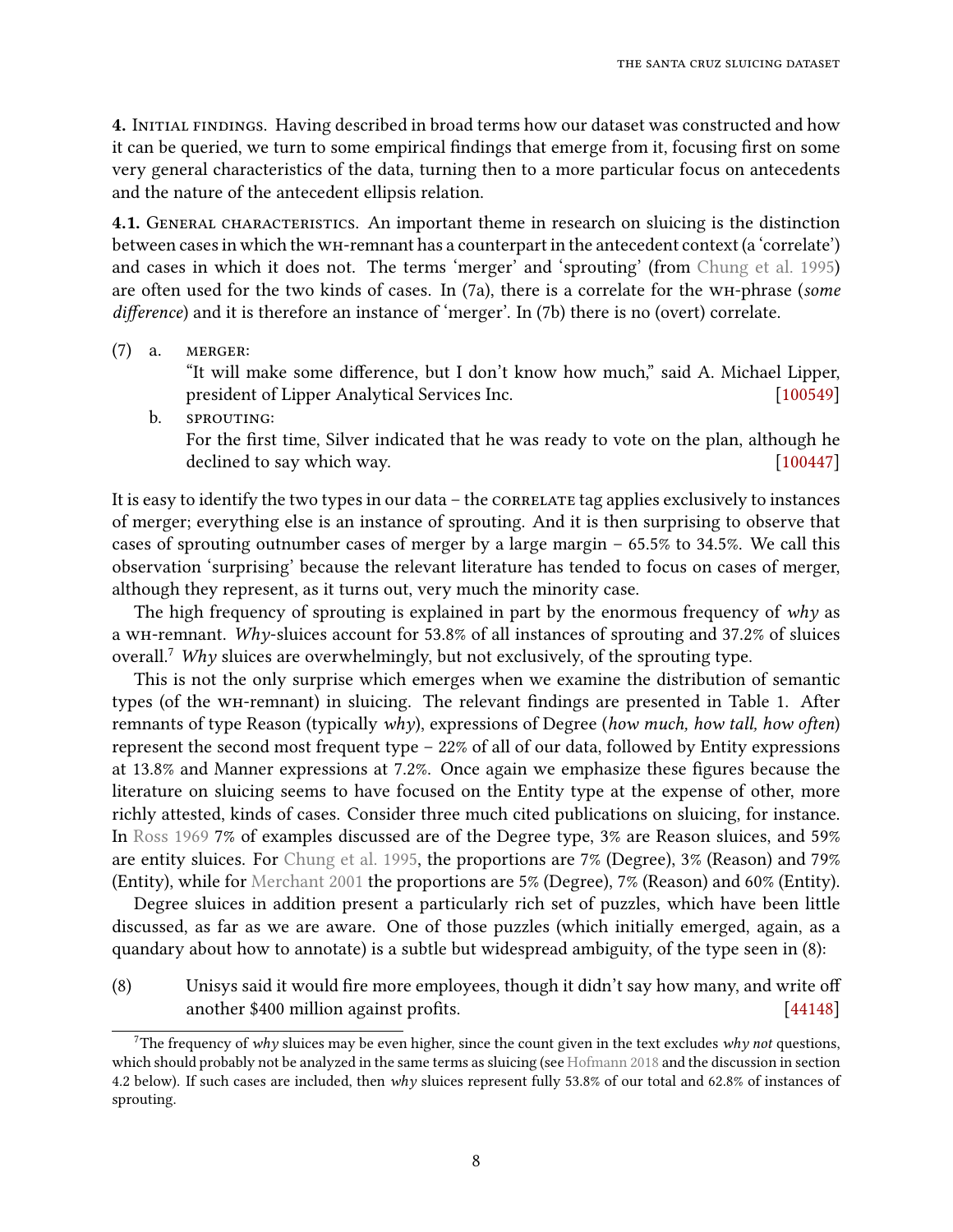**4. Initial findings.** Having described in broad terms how our dataset was constructed and how it can be queried, we turn to some empirical findings that emerge from it, focusing first on some very general characteristics of the data, turning then to a more particular focus on antecedents and the nature of the antecedent ellipsis relation.

**4.1. General characteristics.** An important theme in research on sluicing is the distinction between cases in which the wh-remnant has a counterpart in the antecedent context (a 'correlate') and cases in which it does not. The terms 'merger' and 'sprouting' (from Chung et al. 1995) are often used for the two kinds of cases. In (7a), there is a correlate for the wh-phrase (*some difference*) and it is therefore an instance of 'merger'. In (7b) there is no (overt) correlate.

(7) a. merger:
"It will make some difference, but I don't know how much," said A. Michael Lipper, president of Lipper Analytical Services Inc. [100549]

b. sprouting:
For the first time, Silver indicated that he was ready to vote on the plan, although he declined to say which way. [100447]

It is easy to identify the two types in our data – the correlate tag applies exclusively to instances of merger; everything else is an instance of sprouting. And it is then surprising to observe that cases of sprouting outnumber cases of merger by a large margin – 65.5% to 34.5%. We call this observation 'surprising' because the relevant literature has tended to focus on cases of merger, although they represent, as it turns out, very much the minority case.

The high frequency of sprouting is explained in part by the enormous frequency of *why* as a wh-remnant. *Why*-sluices account for 53.8% of all instances of sprouting and 37.2% of sluices overall.[7] *Why* sluices are overwhelmingly, but not exclusively, of the sprouting type.

This is not the only surprise which emerges when we examine the distribution of semantic types (of the wh-remnant) in sluicing. The relevant findings are presented in Table 1. After remnants of type Reason (typically *why*), expressions of Degree (*how much, how tall, how often*) represent the second most frequent type – 22% of all of our data, followed by Entity expressions at 13.8% and Manner expressions at 7.2%. Once again we emphasize these figures because the literature on sluicing seems to have focused on the Entity type at the expense of other, more richly attested, kinds of cases. Consider three much cited publications on sluicing, for instance. In Ross 1969 7% of examples discussed are of the Degree type, 3% are Reason sluices, and 59% are entity sluices. For Chung et al. 1995, the proportions are 7% (Degree), 3% (Reason) and 79% (Entity), while for Merchant 2001 the proportions are 5% (Degree), 7% (Reason) and 60% (Entity).

Degree sluices in addition present a particularly rich set of puzzles, which have been little discussed, as far as we are aware. One of those puzzles (which initially emerged, again, as a quandary about how to annotate) is a subtle but widespread ambiguity, of the type seen in (8):

(8) Unisys said it would fire more employees, though it didn't say how many, and write off another $400 million against profits. [44148]

[7] The frequency of *why* sluices may be even higher, since the count given in the text excludes *why not* questions, which should probably not be analyzed in the same terms as sluicing (see Hofmann 2018 and the discussion in section 4.2 below). If such cases are included, then *why* sluices represent fully 53.8% of our total and 62.8% of instances of sprouting.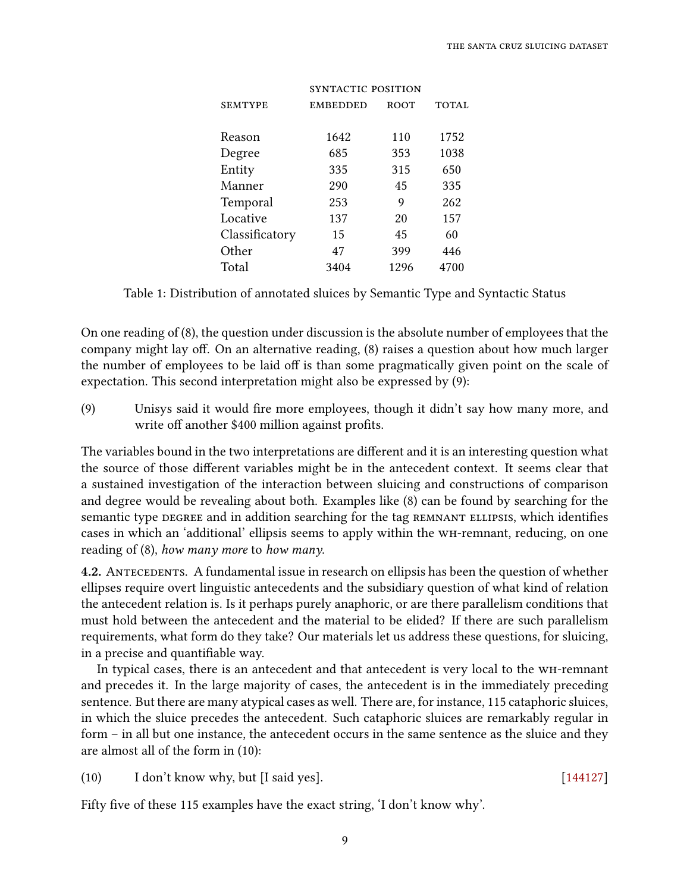| SEMTYPE | SYNTACTIC POSITION EMBEDDED | ROOT | TOTAL |
|---|---|---|---|
| Reason | 1642 | 110 | 1752 |
| Degree | 685 | 353 | 1038 |
| Entity | 335 | 315 | 650 |
| Manner | 290 | 45 | 335 |
| Temporal | 253 | 9 | 262 |
| Locative | 137 | 20 | 157 |
| Classificatory | 15 | 45 | 60 |
| Other | 47 | 399 | 446 |
| Total | 3404 | 1296 | 4700 |

Table 1: Distribution of annotated sluices by Semantic Type and Syntactic Status

On one reading of (8), the question under discussion is the absolute number of employees that the company might lay off. On an alternative reading, (8) raises a question about how much larger the number of employees to be laid off is than some pragmatically given point on the scale of expectation. This second interpretation might also be expressed by (9):

(9) Unisys said it would fire more employees, though it didn't say how many more, and write off another $400 million against profits.

The variables bound in the two interpretations are different and it is an interesting question what the source of those different variables might be in the antecedent context. It seems clear that a sustained investigation of the interaction between sluicing and constructions of comparison and degree would be revealing about both. Examples like (8) can be found by searching for the semantic type DEGREE and in addition searching for the tag REMNANT ELLIPSIS, which identifies cases in which an 'additional' ellipsis seems to apply within the WH-remnant, reducing, on one reading of (8), *how many more* to *how many*.

**4.2.** ANTECEDENTS. A fundamental issue in research on ellipsis has been the question of whether ellipses require overt linguistic antecedents and the subsidiary question of what kind of relation the antecedent relation is. Is it perhaps purely anaphoric, or are there parallelism conditions that must hold between the antecedent and the material to be elided? If there are such parallelism requirements, what form do they take? Our materials let us address these questions, for sluicing, in a precise and quantifiable way.

In typical cases, there is an antecedent and that antecedent is very local to the WH-remnant and precedes it. In the large majority of cases, the antecedent is in the immediately preceding sentence. But there are many atypical cases as well. There are, for instance, 115 cataphoric sluices, in which the sluice precedes the antecedent. Such cataphoric sluices are remarkably regular in form – in all but one instance, the antecedent occurs in the same sentence as the sluice and they are almost all of the form in (10):

(10) I don't know why, but [I said yes]. [144127]

Fifty five of these 115 examples have the exact string, 'I don't know why'.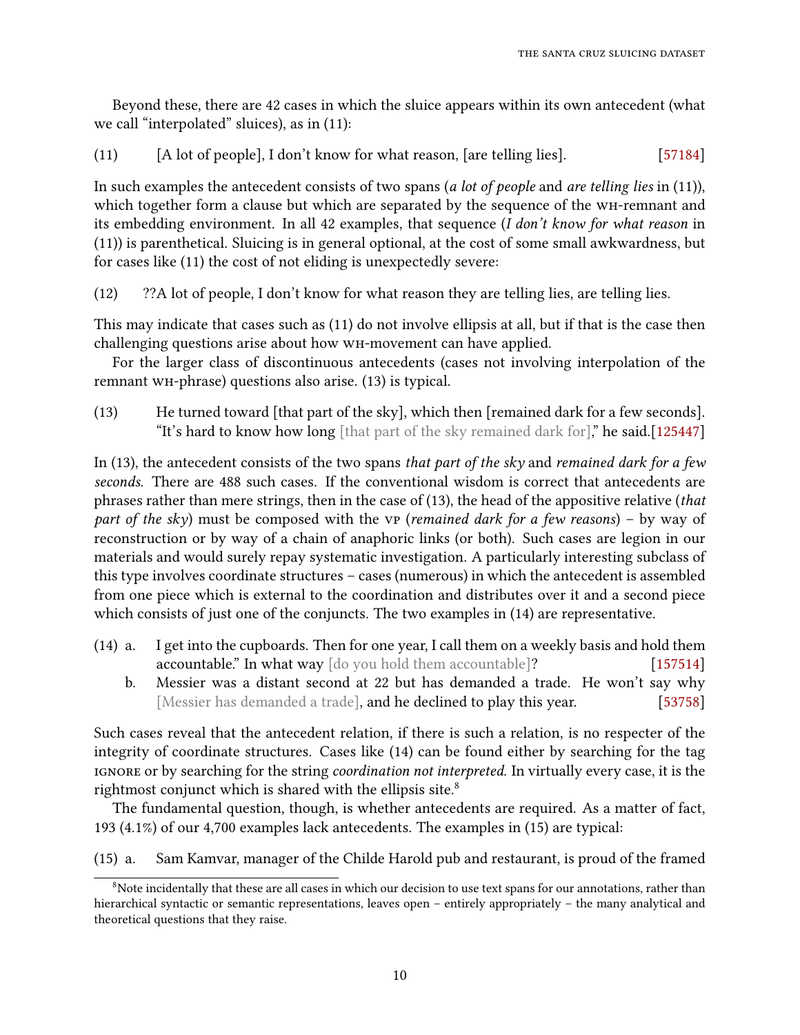Beyond these, there are 42 cases in which the sluice appears within its own antecedent (what we call "interpolated" sluices), as in (11):

(11) [A lot of people], I don't know for what reason, [are telling lies]. [57184]

In such examples the antecedent consists of two spans (*a lot of people* and *are telling lies* in (11)), which together form a clause but which are separated by the sequence of the WH-remnant and its embedding environment. In all 42 examples, that sequence (*I don't know for what reason* in (11)) is parenthetical. Sluicing is in general optional, at the cost of some small awkwardness, but for cases like (11) the cost of not eliding is unexpectedly severe:

(12) ??A lot of people, I don't know for what reason they are telling lies, are telling lies.

This may indicate that cases such as (11) do not involve ellipsis at all, but if that is the case then challenging questions arise about how WH-movement can have applied.

For the larger class of discontinuous antecedents (cases not involving interpolation of the remnant WH-phrase) questions also arise. (13) is typical.

(13) He turned toward [that part of the sky], which then [remained dark for a few seconds]. "It's hard to know how long [that part of the sky remained dark for]," he said.[125447]

In (13), the antecedent consists of the two spans *that part of the sky* and *remained dark for a few seconds*. There are 488 such cases. If the conventional wisdom is correct that antecedents are phrases rather than mere strings, then in the case of (13), the head of the appositive relative (*that part of the sky*) must be composed with the VP (*remained dark for a few reasons*) – by way of reconstruction or by way of a chain of anaphoric links (or both). Such cases are legion in our materials and would surely repay systematic investigation. A particularly interesting subclass of this type involves coordinate structures – cases (numerous) in which the antecedent is assembled from one piece which is external to the coordination and distributes over it and a second piece which consists of just one of the conjuncts. The two examples in (14) are representative.

(14) a. I get into the cupboards. Then for one year, I call them on a weekly basis and hold them accountable." In what way [do you hold them accountable]? [157514]

b. Messier was a distant second at 22 but has demanded a trade. He won't say why [Messier has demanded a trade], and he declined to play this year. [53758]

Such cases reveal that the antecedent relation, if there is such a relation, is no respecter of the integrity of coordinate structures. Cases like (14) can be found either by searching for the tag IGNORE or by searching for the string *coordination not interpreted*. In virtually every case, it is the rightmost conjunct which is shared with the ellipsis site.[8]

The fundamental question, though, is whether antecedents are required. As a matter of fact, 193 (4.1%) of our 4,700 examples lack antecedents. The examples in (15) are typical:

(15) a. Sam Kamvar, manager of the Childe Harold pub and restaurant, is proud of the framed

[8]Note incidentally that these are all cases in which our decision to use text spans for our annotations, rather than hierarchical syntactic or semantic representations, leaves open – entirely appropriately – the many analytical and theoretical questions that they raise.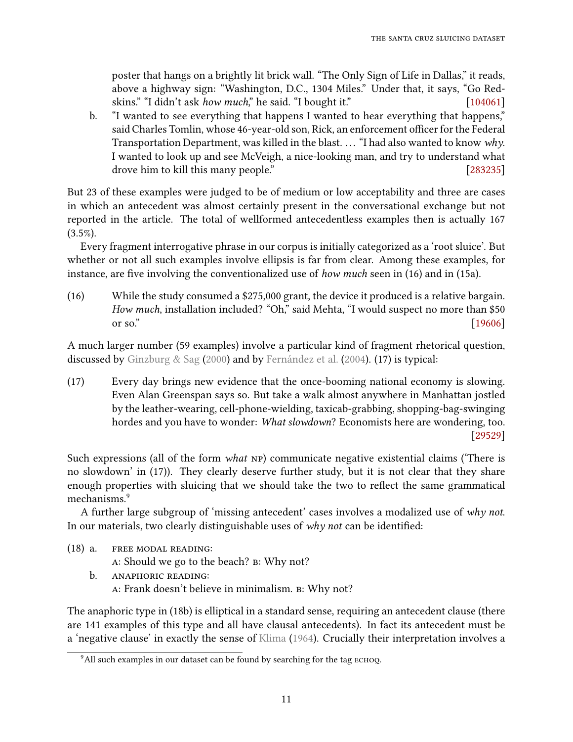poster that hangs on a brightly lit brick wall. "The Only Sign of Life in Dallas," it reads, above a highway sign: "Washington, D.C., 1304 Miles." Under that, it says, "Go Redskins." "I didn't ask *how much*," he said. "I bought it." [104061]

b. "I wanted to see everything that happens I wanted to hear everything that happens," said Charles Tomlin, whose 46-year-old son, Rick, an enforcement officer for the Federal Transportation Department, was killed in the blast. … "I had also wanted to know *why*. I wanted to look up and see McVeigh, a nice-looking man, and try to understand what drove him to kill this many people." [283235]

But 23 of these examples were judged to be of medium or low acceptability and three are cases in which an antecedent was almost certainly present in the conversational exchange but not reported in the article. The total of wellformed antecedentless examples then is actually 167 (3.5%).

Every fragment interrogative phrase in our corpus is initially categorized as a 'root sluice'. But whether or not all such examples involve ellipsis is far from clear. Among these examples, for instance, are five involving the conventionalized use of *how much* seen in (16) and in (15a).

(16) While the study consumed a $275,000 grant, the device it produced is a relative bargain. *How much*, installation included? "Oh," said Mehta, "I would suspect no more than $50 or so." [19606]

A much larger number (59 examples) involve a particular kind of fragment rhetorical question, discussed by Ginzburg & Sag (2000) and by Fernández et al. (2004). (17) is typical:

(17) Every day brings new evidence that the once-booming national economy is slowing. Even Alan Greenspan says so. But take a walk almost anywhere in Manhattan jostled by the leather-wearing, cell-phone-wielding, taxicab-grabbing, shopping-bag-swinging hordes and you have to wonder: *What slowdown*? Economists here are wondering, too. [29529]

Such expressions (all of the form *what* NP) communicate negative existential claims ('There is no slowdown' in (17)). They clearly deserve further study, but it is not clear that they share enough properties with sluicing that we should take the two to reflect the same grammatical mechanisms.[9]

A further large subgroup of 'missing antecedent' cases involves a modalized use of *why not*. In our materials, two clearly distinguishable uses of *why not* can be identified:

(18) a. FREE MODAL READING:
A: Should we go to the beach? B: Why not?

b. ANAPHORIC READING:
A: Frank doesn't believe in minimalism. B: Why not?

The anaphoric type in (18b) is elliptical in a standard sense, requiring an antecedent clause (there are 141 examples of this type and all have clausal antecedents). In fact its antecedent must be a 'negative clause' in exactly the sense of Klima (1964). Crucially their interpretation involves a

[9] All such examples in our dataset can be found by searching for the tag ECHOQ.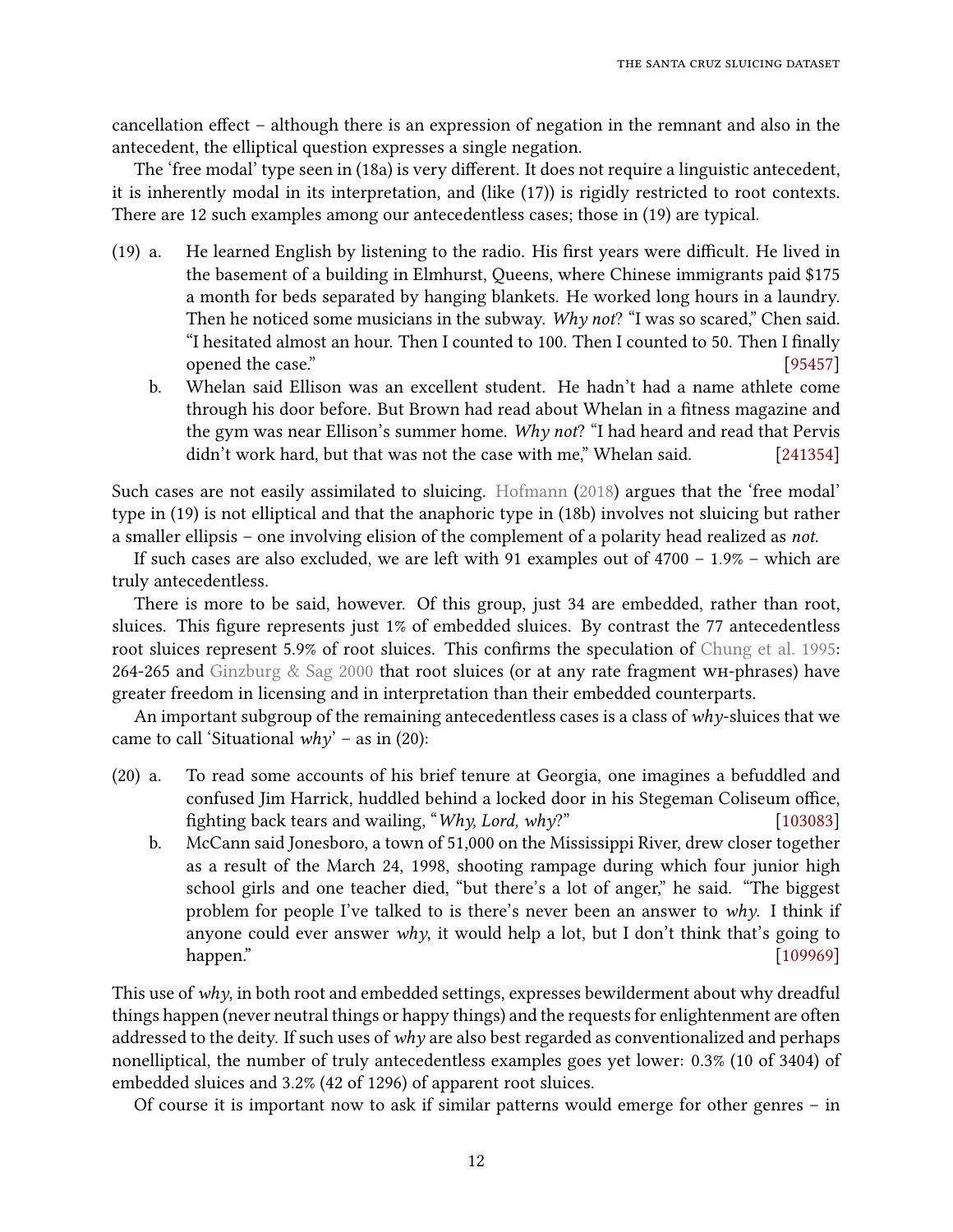cancellation effect – although there is an expression of negation in the remnant and also in the antecedent, the elliptical question expresses a single negation.

The 'free modal' type seen in (18a) is very different. It does not require a linguistic antecedent, it is inherently modal in its interpretation, and (like (17)) is rigidly restricted to root contexts. There are 12 such examples among our antecedentless cases; those in (19) are typical.

(19) a. He learned English by listening to the radio. His first years were difficult. He lived in the basement of a building in Elmhurst, Queens, where Chinese immigrants paid $175 a month for beds separated by hanging blankets. He worked long hours in a laundry. Then he noticed some musicians in the subway. *Why not*? "I was so scared," Chen said. "I hesitated almost an hour. Then I counted to 100. Then I counted to 50. Then I finally opened the case." [95457]

b. Whelan said Ellison was an excellent student. He hadn't had a name athlete come through his door before. But Brown had read about Whelan in a fitness magazine and the gym was near Ellison's summer home. *Why not*? "I had heard and read that Pervis didn't work hard, but that was not the case with me," Whelan said. [241354]

Such cases are not easily assimilated to sluicing. Hofmann (2018) argues that the 'free modal' type in (19) is not elliptical and that the anaphoric type in (18b) involves not sluicing but rather a smaller ellipsis – one involving elision of the complement of a polarity head realized as *not*.

If such cases are also excluded, we are left with 91 examples out of 4700 – 1.9% – which are truly antecedentless.

There is more to be said, however. Of this group, just 34 are embedded, rather than root, sluices. This figure represents just 1% of embedded sluices. By contrast the 77 antecedentless root sluices represent 5.9% of root sluices. This confirms the speculation of Chung et al. 1995: 264-265 and Ginzburg & Sag 2000 that root sluices (or at any rate fragment WH-phrases) have greater freedom in licensing and in interpretation than their embedded counterparts.

An important subgroup of the remaining antecedentless cases is a class of *why*-sluices that we came to call 'Situational *why*' – as in (20):

(20) a. To read some accounts of his brief tenure at Georgia, one imagines a befuddled and confused Jim Harrick, huddled behind a locked door in his Stegeman Coliseum office, fighting back tears and wailing, "*Why, Lord, why*?" [103083]

b. McCann said Jonesboro, a town of 51,000 on the Mississippi River, drew closer together as a result of the March 24, 1998, shooting rampage during which four junior high school girls and one teacher died, "but there's a lot of anger," he said. "The biggest problem for people I've talked to is there's never been an answer to *why*. I think if anyone could ever answer *why*, it would help a lot, but I don't think that's going to happen." [109969]

This use of *why*, in both root and embedded settings, expresses bewilderment about why dreadful things happen (never neutral things or happy things) and the requests for enlightenment are often addressed to the deity. If such uses of *why* are also best regarded as conventionalized and perhaps nonelliptical, the number of truly antecedentless examples goes yet lower: 0.3% (10 of 3404) of embedded sluices and 3.2% (42 of 1296) of apparent root sluices.

Of course it is important now to ask if similar patterns would emerge for other genres – in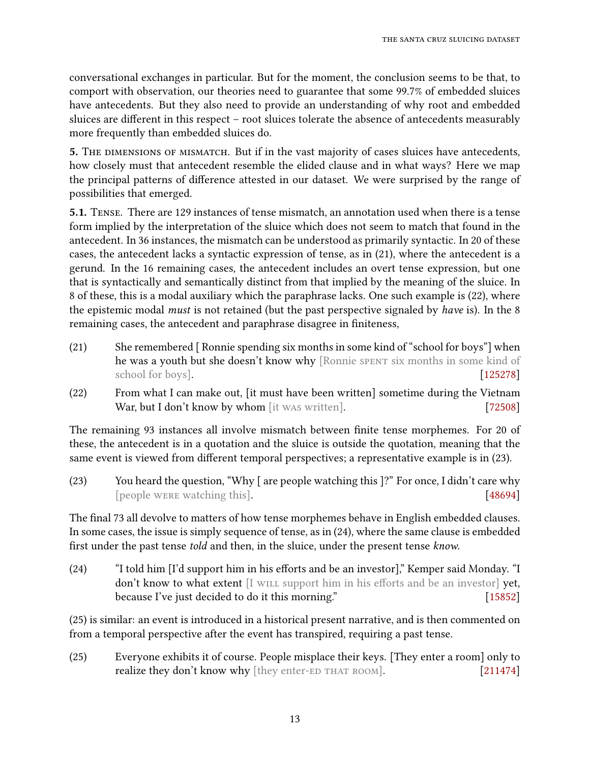conversational exchanges in particular. But for the moment, the conclusion seems to be that, to comport with observation, our theories need to guarantee that some 99.7% of embedded sluices have antecedents. But they also need to provide an understanding of why root and embedded sluices are different in this respect – root sluices tolerate the absence of antecedents measurably more frequently than embedded sluices do.

**5.** The dimensions of mismatch. But if in the vast majority of cases sluices have antecedents, how closely must that antecedent resemble the elided clause and in what ways? Here we map the principal patterns of difference attested in our dataset. We were surprised by the range of possibilities that emerged.

**5.1.** Tense. There are 129 instances of tense mismatch, an annotation used when there is a tense form implied by the interpretation of the sluice which does not seem to match that found in the antecedent. In 36 instances, the mismatch can be understood as primarily syntactic. In 20 of these cases, the antecedent lacks a syntactic expression of tense, as in (21), where the antecedent is a gerund. In the 16 remaining cases, the antecedent includes an overt tense expression, but one that is syntactically and semantically distinct from that implied by the meaning of the sluice. In 8 of these, this is a modal auxiliary which the paraphrase lacks. One such example is (22), where the epistemic modal *must* is not retained (but the past perspective signaled by *have* is). In the 8 remaining cases, the antecedent and paraphrase disagree in finiteness,

(21) She remembered [ Ronnie spending six months in some kind of "school for boys"] when he was a youth but she doesn't know why [Ronnie SPENT six months in some kind of school for boys]. [125278]

(22) From what I can make out, [it must have been written] sometime during the Vietnam War, but I don't know by whom [it WAS written]. [72508]

The remaining 93 instances all involve mismatch between finite tense morphemes. For 20 of these, the antecedent is in a quotation and the sluice is outside the quotation, meaning that the same event is viewed from different temporal perspectives; a representative example is in (23).

(23) You heard the question, "Why [ are people watching this ]?" For once, I didn't care why [people WERE watching this]. [48694]

The final 73 all devolve to matters of how tense morphemes behave in English embedded clauses. In some cases, the issue is simply sequence of tense, as in (24), where the same clause is embedded first under the past tense *told* and then, in the sluice, under the present tense *know*.

(24) "I told him [I'd support him in his efforts and be an investor]," Kemper said Monday. "I don't know to what extent [I WILL support him in his efforts and be an investor] yet, because I've just decided to do it this morning." [15852]

(25) is similar: an event is introduced in a historical present narrative, and is then commented on from a temporal perspective after the event has transpired, requiring a past tense.

(25) Everyone exhibits it of course. People misplace their keys. [They enter a room] only to realize they don't know why [they enter-ED THAT ROOM]. [211474]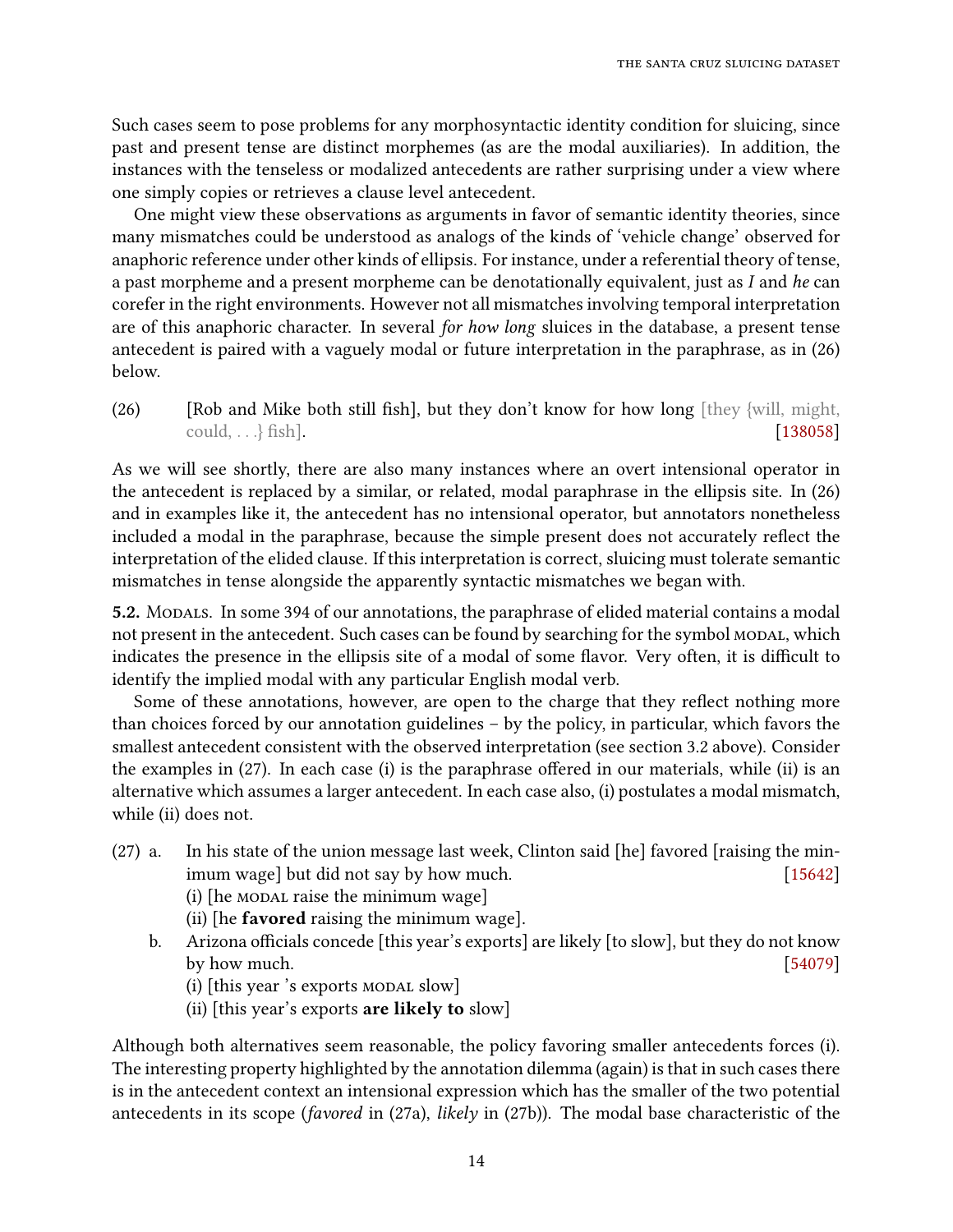Such cases seem to pose problems for any morphosyntactic identity condition for sluicing, since past and present tense are distinct morphemes (as are the modal auxiliaries). In addition, the instances with the tenseless or modalized antecedents are rather surprising under a view where one simply copies or retrieves a clause level antecedent.

One might view these observations as arguments in favor of semantic identity theories, since many mismatches could be understood as analogs of the kinds of 'vehicle change' observed for anaphoric reference under other kinds of ellipsis. For instance, under a referential theory of tense, a past morpheme and a present morpheme can be denotationally equivalent, just as *I* and *he* can corefer in the right environments. However not all mismatches involving temporal interpretation are of this anaphoric character. In several *for how long* sluices in the database, a present tense antecedent is paired with a vaguely modal or future interpretation in the paraphrase, as in (26) below.

(26) [Rob and Mike both still fish], but they don't know for how long [they {will, might, could, …} fish]. [138058]

As we will see shortly, there are also many instances where an overt intensional operator in the antecedent is replaced by a similar, or related, modal paraphrase in the ellipsis site. In (26) and in examples like it, the antecedent has no intensional operator, but annotators nonetheless included a modal in the paraphrase, because the simple present does not accurately reflect the interpretation of the elided clause. If this interpretation is correct, sluicing must tolerate semantic mismatches in tense alongside the apparently syntactic mismatches we began with.

**5.2.** Modals. In some 394 of our annotations, the paraphrase of elided material contains a modal not present in the antecedent. Such cases can be found by searching for the symbol MODAL, which indicates the presence in the ellipsis site of a modal of some flavor. Very often, it is difficult to identify the implied modal with any particular English modal verb.

Some of these annotations, however, are open to the charge that they reflect nothing more than choices forced by our annotation guidelines – by the policy, in particular, which favors the smallest antecedent consistent with the observed interpretation (see section 3.2 above). Consider the examples in (27). In each case (i) is the paraphrase offered in our materials, while (ii) is an alternative which assumes a larger antecedent. In each case also, (i) postulates a modal mismatch, while (ii) does not.

(27) a. In his state of the union message last week, Clinton said [he] favored [raising the minimum wage] but did not say by how much. [15642]
(i) [he MODAL raise the minimum wage]
(ii) [he **favored** raising the minimum wage].

b. Arizona officials concede [this year's exports] are likely [to slow], but they do not know by how much. [54079]
(i) [this year 's exports MODAL slow]
(ii) [this year's exports **are likely to** slow]

Although both alternatives seem reasonable, the policy favoring smaller antecedents forces (i). The interesting property highlighted by the annotation dilemma (again) is that in such cases there is in the antecedent context an intensional expression which has the smaller of the two potential antecedents in its scope (*favored* in (27a), *likely* in (27b)). The modal base characteristic of the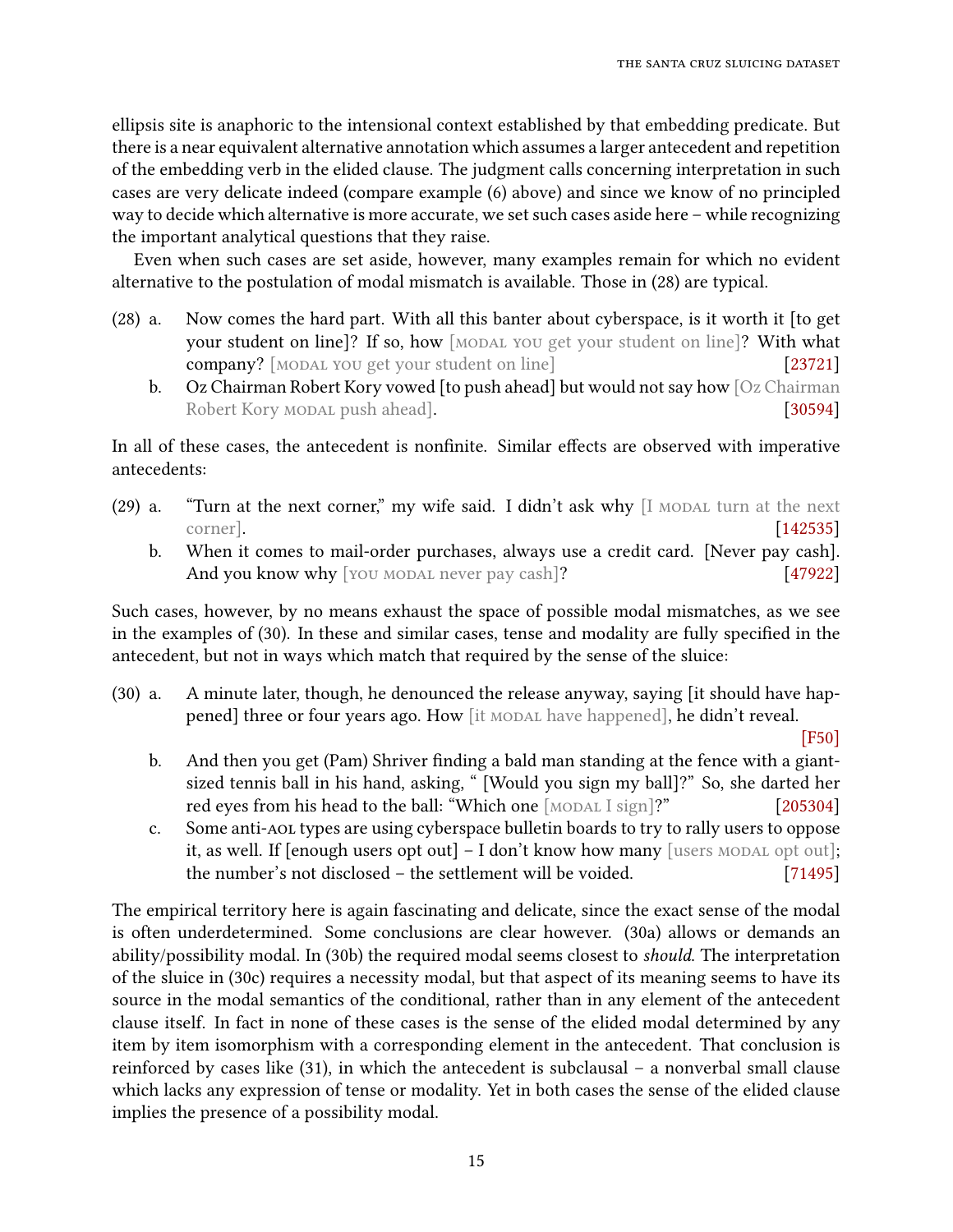ellipsis site is anaphoric to the intensional context established by that embedding predicate. But there is a near equivalent alternative annotation which assumes a larger antecedent and repetition of the embedding verb in the elided clause. The judgment calls concerning interpretation in such cases are very delicate indeed (compare example (6) above) and since we know of no principled way to decide which alternative is more accurate, we set such cases aside here – while recognizing the important analytical questions that they raise.

Even when such cases are set aside, however, many examples remain for which no evident alternative to the postulation of modal mismatch is available. Those in (28) are typical.

(28) a. Now comes the hard part. With all this banter about cyberspace, is it worth it [to get your student on line]? If so, how [MODAL YOU get your student on line]? With what company? [MODAL YOU get your student on line] [23721]

b. Oz Chairman Robert Kory vowed [to push ahead] but would not say how [Oz Chairman Robert Kory MODAL push ahead]. [30594]

In all of these cases, the antecedent is nonfinite. Similar effects are observed with imperative antecedents:

(29) a. "Turn at the next corner," my wife said. I didn't ask why [I MODAL turn at the next corner]. [142535]

b. When it comes to mail-order purchases, always use a credit card. [Never pay cash]. And you know why [YOU MODAL never pay cash]? [47922]

Such cases, however, by no means exhaust the space of possible modal mismatches, as we see in the examples of (30). In these and similar cases, tense and modality are fully specified in the antecedent, but not in ways which match that required by the sense of the sluice:

(30) a. A minute later, though, he denounced the release anyway, saying [it should have happened] three or four years ago. How [it MODAL have happened], he didn't reveal. [F50]

b. And then you get (Pam) Shriver finding a bald man standing at the fence with a giant-sized tennis ball in his hand, asking, " [Would you sign my ball]?" So, she darted her red eyes from his head to the ball: "Which one [MODAL I sign]?" [205304]

c. Some anti-AOL types are using cyberspace bulletin boards to try to rally users to oppose it, as well. If [enough users opt out] – I don't know how many [users MODAL opt out]; the number's not disclosed – the settlement will be voided. [71495]

The empirical territory here is again fascinating and delicate, since the exact sense of the modal is often underdetermined. Some conclusions are clear however. (30a) allows or demands an ability/possibility modal. In (30b) the required modal seems closest to *should*. The interpretation of the sluice in (30c) requires a necessity modal, but that aspect of its meaning seems to have its source in the modal semantics of the conditional, rather than in any element of the antecedent clause itself. In fact in none of these cases is the sense of the elided modal determined by any item by item isomorphism with a corresponding element in the antecedent. That conclusion is reinforced by cases like (31), in which the antecedent is subclausal – a nonverbal small clause which lacks any expression of tense or modality. Yet in both cases the sense of the elided clause implies the presence of a possibility modal.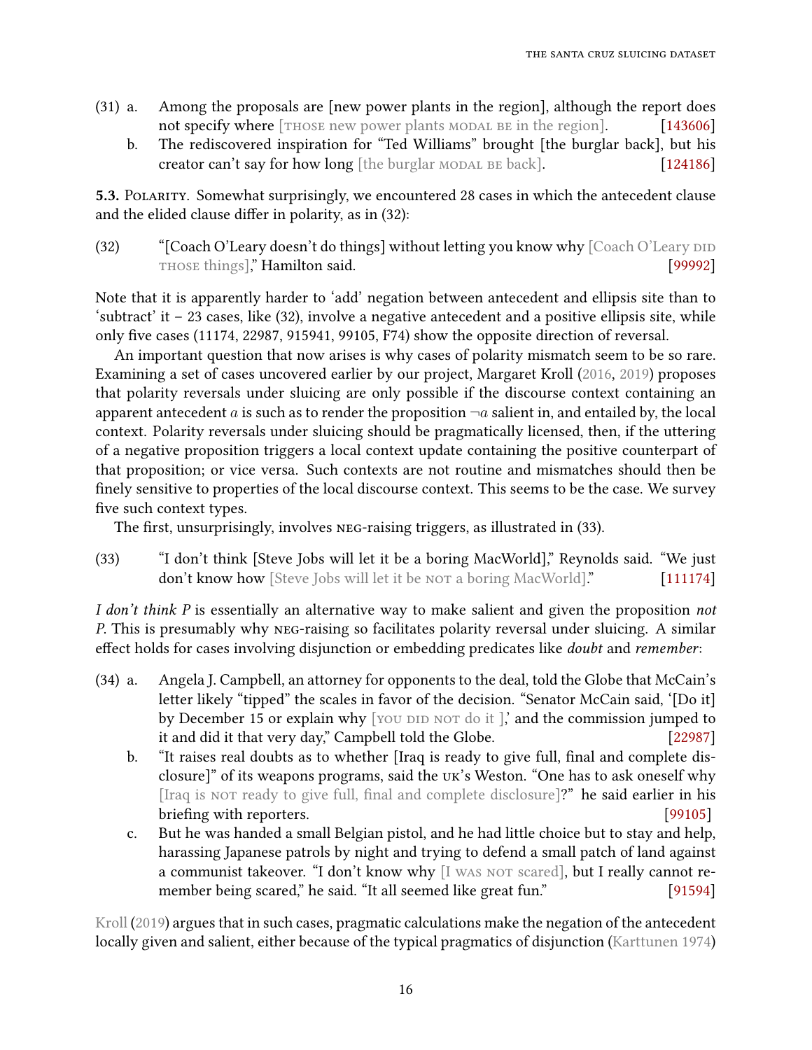(31) a. Among the proposals are [new power plants in the region], although the report does not specify where [THOSE new power plants MODAL BE in the region]. [143606]

b. The rediscovered inspiration for "Ted Williams" brought [the burglar back], but his creator can't say for how long [the burglar MODAL BE back]. [124186]

**5.3.** Polarity. Somewhat surprisingly, we encountered 28 cases in which the antecedent clause and the elided clause differ in polarity, as in (32):

(32) "[Coach O'Leary doesn't do things] without letting you know why [Coach O'Leary DID THOSE things]," Hamilton said. [99992]

Note that it is apparently harder to 'add' negation between antecedent and ellipsis site than to 'subtract' it – 23 cases, like (32), involve a negative antecedent and a positive ellipsis site, while only five cases (11174, 22987, 915941, 99105, F74) show the opposite direction of reversal.

An important question that now arises is why cases of polarity mismatch seem to be so rare. Examining a set of cases uncovered earlier by our project, Margaret Kroll (2016, 2019) proposes that polarity reversals under sluicing are only possible if the discourse context containing an apparent antecedent $a$ is such as to render the proposition $\neg a$ salient in, and entailed by, the local context. Polarity reversals under sluicing should be pragmatically licensed, then, if the uttering of a negative proposition triggers a local context update containing the positive counterpart of that proposition; or vice versa. Such contexts are not routine and mismatches should then be finely sensitive to properties of the local discourse context. This seems to be the case. We survey five such context types.

The first, unsurprisingly, involves NEG-raising triggers, as illustrated in (33).

(33) "I don't think [Steve Jobs will let it be a boring MacWorld]," Reynolds said. "We just don't know how [Steve Jobs will let it be NOT a boring MacWorld]." [111174]

*I don't think P* is essentially an alternative way to make salient and given the proposition *not P*. This is presumably why NEG-raising so facilitates polarity reversal under sluicing. A similar effect holds for cases involving disjunction or embedding predicates like *doubt* and *remember*:

(34) a. Angela J. Campbell, an attorney for opponents to the deal, told the Globe that McCain's letter likely "tipped" the scales in favor of the decision. "Senator McCain said, '[Do it] by December 15 or explain why [YOU DID NOT do it ],' and the commission jumped to it and did it that very day," Campbell told the Globe. [22987]

b. "It raises real doubts as to whether [Iraq is ready to give full, final and complete disclosure]" of its weapons programs, said the UK's Weston. "One has to ask oneself why [Iraq is NOT ready to give full, final and complete disclosure]?" he said earlier in his briefing with reporters. [99105]

c. But he was handed a small Belgian pistol, and he had little choice but to stay and help, harassing Japanese patrols by night and trying to defend a small patch of land against a communist takeover. "I don't know why [I WAS NOT scared], but I really cannot remember being scared," he said. "It all seemed like great fun." [91594]

Kroll (2019) argues that in such cases, pragmatic calculations make the negation of the antecedent locally given and salient, either because of the typical pragmatics of disjunction (Karttunen 1974)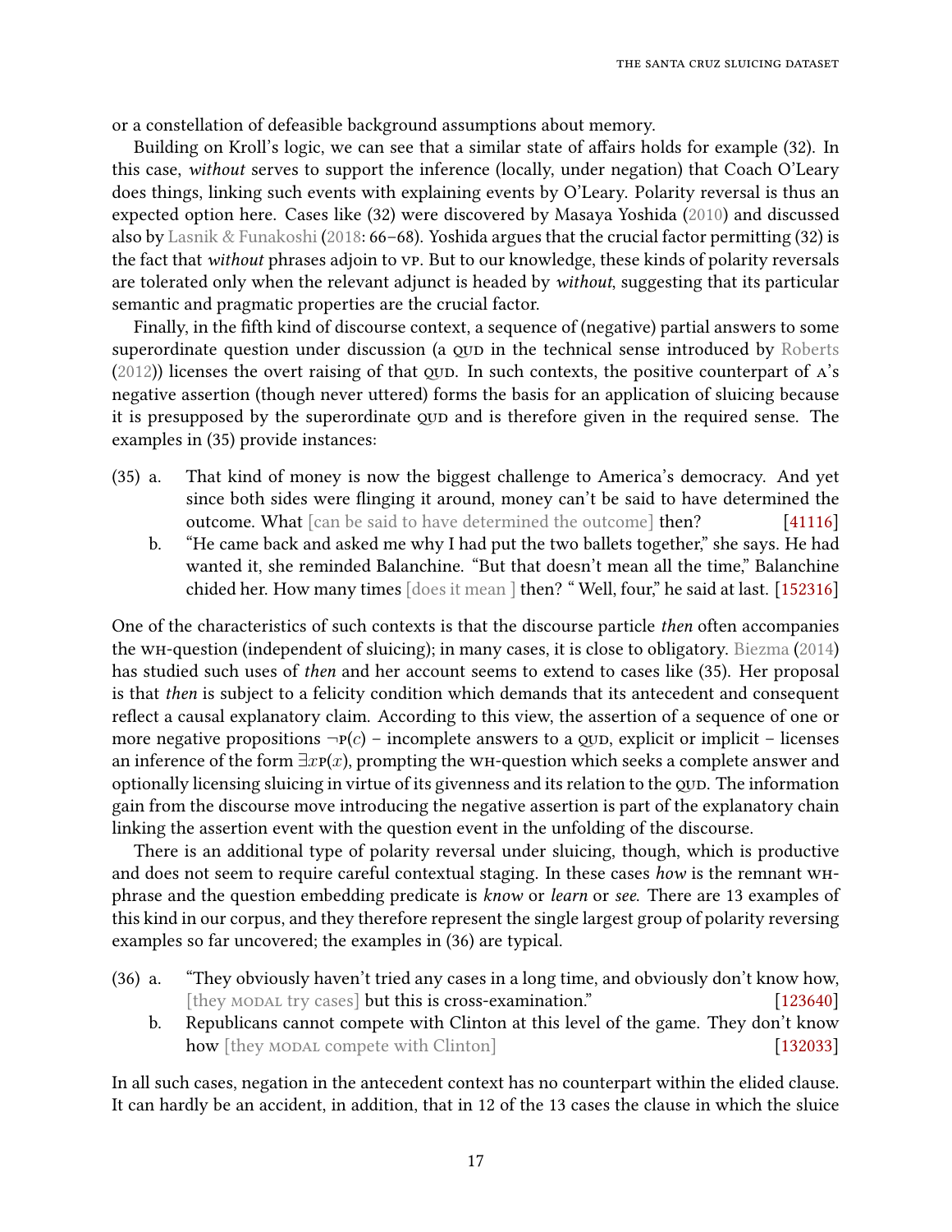or a constellation of defeasible background assumptions about memory.

Building on Kroll's logic, we can see that a similar state of affairs holds for example (32). In this case, *without* serves to support the inference (locally, under negation) that Coach O'Leary does things, linking such events with explaining events by O'Leary. Polarity reversal is thus an expected option here. Cases like (32) were discovered by Masaya Yoshida (2010) and discussed also by Lasnik & Funakoshi (2018: 66–68). Yoshida argues that the crucial factor permitting (32) is the fact that *without* phrases adjoin to VP. But to our knowledge, these kinds of polarity reversals are tolerated only when the relevant adjunct is headed by *without*, suggesting that its particular semantic and pragmatic properties are the crucial factor.

Finally, in the fifth kind of discourse context, a sequence of (negative) partial answers to some superordinate question under discussion (a QUD in the technical sense introduced by Roberts (2012)) licenses the overt raising of that QUD. In such contexts, the positive counterpart of A's negative assertion (though never uttered) forms the basis for an application of sluicing because it is presupposed by the superordinate QUD and is therefore given in the required sense. The examples in (35) provide instances:

(35) a. That kind of money is now the biggest challenge to America's democracy. And yet since both sides were flinging it around, money can't be said to have determined the outcome. What [can be said to have determined the outcome] then? [41116]

b. "He came back and asked me why I had put the two ballets together," she says. He had wanted it, she reminded Balanchine. "But that doesn't mean all the time," Balanchine chided her. How many times [does it mean ] then? " Well, four," he said at last. [152316]

One of the characteristics of such contexts is that the discourse particle *then* often accompanies the WH-question (independent of sluicing); in many cases, it is close to obligatory. Biezma (2014) has studied such uses of *then* and her account seems to extend to cases like (35). Her proposal is that *then* is subject to a felicity condition which demands that its antecedent and consequent reflect a causal explanatory claim. According to this view, the assertion of a sequence of one or more negative propositions $\neg P(c)$ – incomplete answers to a QUD, explicit or implicit – licenses an inference of the form $\exists x P(x)$, prompting the WH-question which seeks a complete answer and optionally licensing sluicing in virtue of its givenness and its relation to the QUD. The information gain from the discourse move introducing the negative assertion is part of the explanatory chain linking the assertion event with the question event in the unfolding of the discourse.

There is an additional type of polarity reversal under sluicing, though, which is productive and does not seem to require careful contextual staging. In these cases *how* is the remnant WH-phrase and the question embedding predicate is *know* or *learn* or *see*. There are 13 examples of this kind in our corpus, and they therefore represent the single largest group of polarity reversing examples so far uncovered; the examples in (36) are typical.

(36) a. "They obviously haven't tried any cases in a long time, and obviously don't know how, [they MODAL try cases] but this is cross-examination." [123640]

b. Republicans cannot compete with Clinton at this level of the game. They don't know how [they MODAL compete with Clinton] [132033]

In all such cases, negation in the antecedent context has no counterpart within the elided clause. It can hardly be an accident, in addition, that in 12 of the 13 cases the clause in which the sluice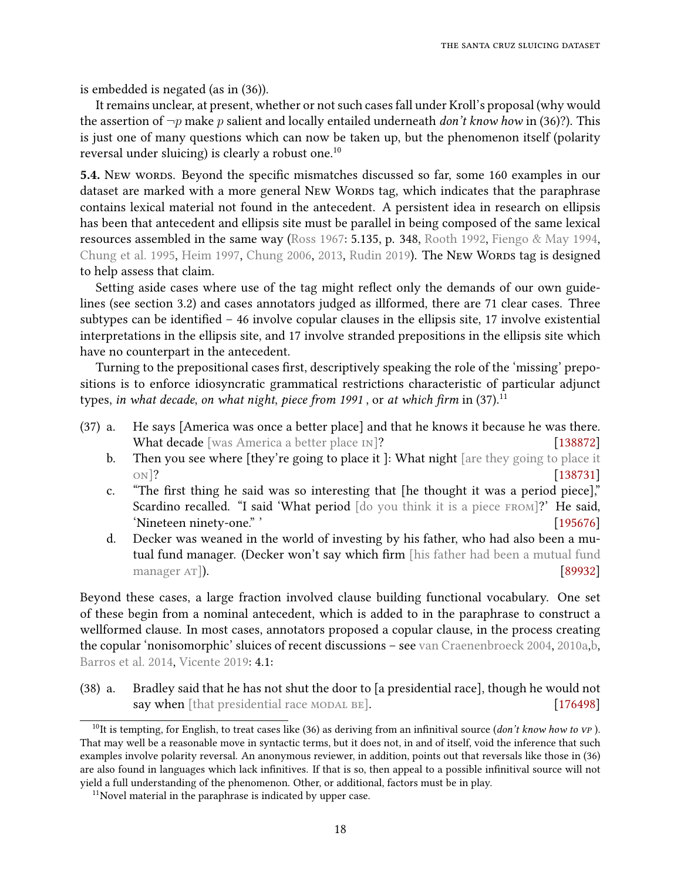is embedded is negated (as in (36)).

It remains unclear, at present, whether or not such cases fall under Kroll's proposal (why would the assertion of $\neg p$ make $p$ salient and locally entailed underneath *don't know how* in (36)?). This is just one of many questions which can now be taken up, but the phenomenon itself (polarity reversal under sluicing) is clearly a robust one.[10]

**5.4.** New words. Beyond the specific mismatches discussed so far, some 160 examples in our dataset are marked with a more general New Words tag, which indicates that the paraphrase contains lexical material not found in the antecedent. A persistent idea in research on ellipsis has been that antecedent and ellipsis site must be parallel in being composed of the same lexical resources assembled in the same way (Ross 1967: 5.135, p. 348, Rooth 1992, Fiengo & May 1994, Chung et al. 1995, Heim 1997, Chung 2006, 2013, Rudin 2019). The New Words tag is designed to help assess that claim.

Setting aside cases where use of the tag might reflect only the demands of our own guidelines (see section 3.2) and cases annotators judged as illformed, there are 71 clear cases. Three subtypes can be identified – 46 involve copular clauses in the ellipsis site, 17 involve existential interpretations in the ellipsis site, and 17 involve stranded prepositions in the ellipsis site which have no counterpart in the antecedent.

Turning to the prepositional cases first, descriptively speaking the role of the 'missing' prepositions is to enforce idiosyncratic grammatical restrictions characteristic of particular adjunct types, *in what decade*, *on what night*, *piece from 1991* , or *at which firm* in (37).[11]

(37) a. He says [America was once a better place] and that he knows it because he was there. What decade [was America a better place IN]? [138872]

b. Then you see where [they're going to place it ]: What night [are they going to place it ON]? [138731]

c. "The first thing he said was so interesting that [he thought it was a period piece]," Scardino recalled. "I said 'What period [do you think it is a piece FROM]?' He said, 'Nineteen ninety-one." ' [195676]

d. Decker was weaned in the world of investing by his father, who had also been a mutual fund manager. (Decker won't say which firm [his father had been a mutual fund manager AT]). [89932]

Beyond these cases, a large fraction involved clause building functional vocabulary. One set of these begin from a nominal antecedent, which is added to in the paraphrase to construct a wellformed clause. In most cases, annotators proposed a copular clause, in the process creating the copular 'nonisomorphic' sluices of recent discussions – see van Craenenbroeck 2004, 2010a,b, Barros et al. 2014, Vicente 2019: 4.1:

(38) a. Bradley said that he has not shut the door to [a presidential race], though he would not say when [that presidential race MODAL BE]. [176498]

[10] It is tempting, for English, to treat cases like (36) as deriving from an infinitival source (*don't know how to VP* ). That may well be a reasonable move in syntactic terms, but it does not, in and of itself, void the inference that such examples involve polarity reversal. An anonymous reviewer, in addition, points out that reversals like those in (36) are also found in languages which lack infinitives. If that is so, then appeal to a possible infinitival source will not yield a full understanding of the phenomenon. Other, or additional, factors must be in play.

[11] Novel material in the paraphrase is indicated by upper case.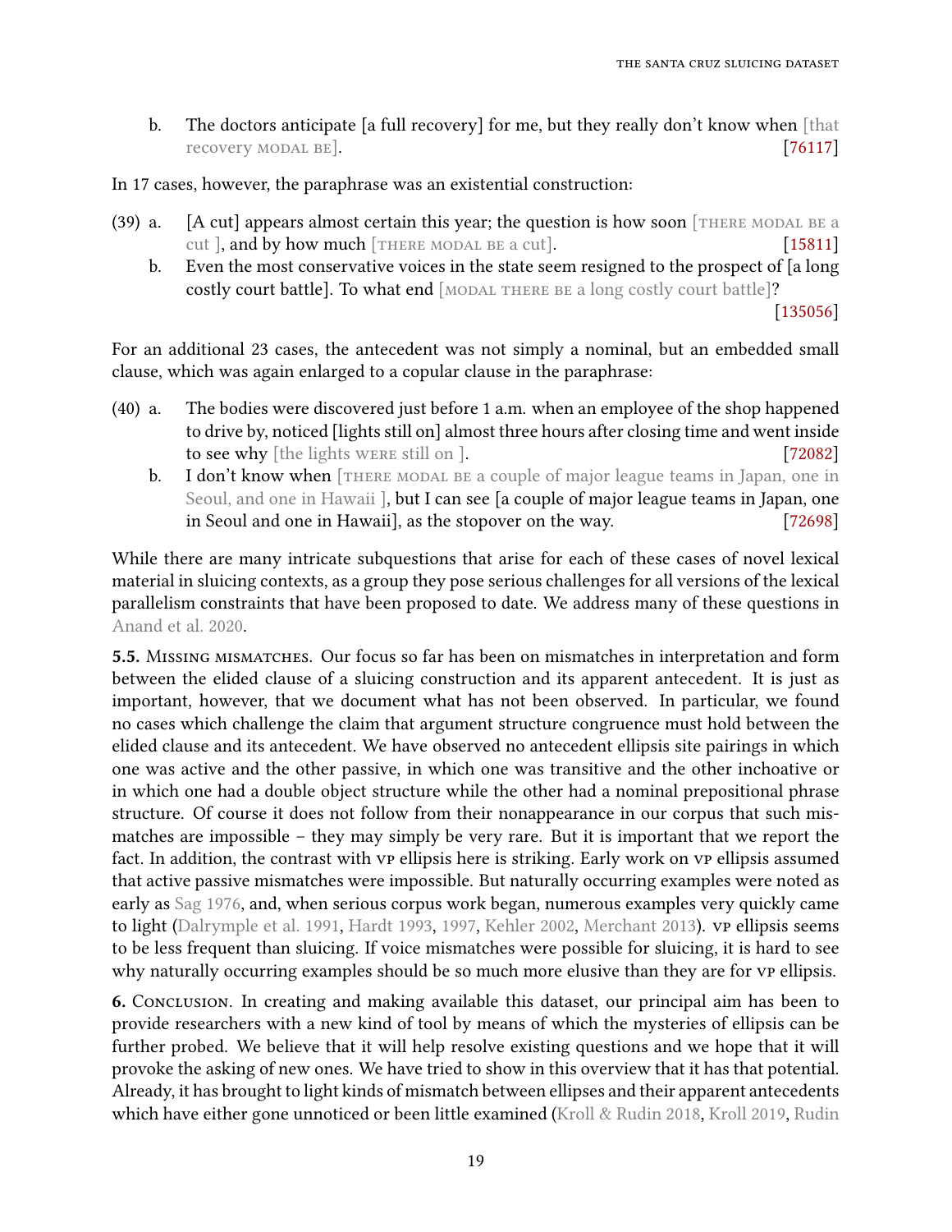b. The doctors anticipate [a full recovery] for me, but they really don't know when [that recovery MODAL BE]. [76117]

In 17 cases, however, the paraphrase was an existential construction:

(39) a. [A cut] appears almost certain this year; the question is how soon [THERE MODAL BE a cut ], and by how much [THERE MODAL BE a cut]. [15811]

b. Even the most conservative voices in the state seem resigned to the prospect of [a long costly court battle]. To what end [MODAL THERE BE a long costly court battle]? [135056]

For an additional 23 cases, the antecedent was not simply a nominal, but an embedded small clause, which was again enlarged to a copular clause in the paraphrase:

(40) a. The bodies were discovered just before 1 a.m. when an employee of the shop happened to drive by, noticed [lights still on] almost three hours after closing time and went inside to see why [the lights WERE still on ]. [72082]

b. I don't know when [THERE MODAL BE a couple of major league teams in Japan, one in Seoul, and one in Hawaii ], but I can see [a couple of major league teams in Japan, one in Seoul and one in Hawaii], as the stopover on the way. [72698]

While there are many intricate subquestions that arise for each of these cases of novel lexical material in sluicing contexts, as a group they pose serious challenges for all versions of the lexical parallelism constraints that have been proposed to date. We address many of these questions in Anand et al. 2020.

**5.5.** MISSING MISMATCHES. Our focus so far has been on mismatches in interpretation and form between the elided clause of a sluicing construction and its apparent antecedent. It is just as important, however, that we document what has not been observed. In particular, we found no cases which challenge the claim that argument structure congruence must hold between the elided clause and its antecedent. We have observed no antecedent ellipsis site pairings in which one was active and the other passive, in which one was transitive and the other inchoative or in which one had a double object structure while the other had a nominal prepositional phrase structure. Of course it does not follow from their nonappearance in our corpus that such mismatches are impossible – they may simply be very rare. But it is important that we report the fact. In addition, the contrast with VP ellipsis here is striking. Early work on VP ellipsis assumed that active passive mismatches were impossible. But naturally occurring examples were noted as early as Sag 1976, and, when serious corpus work began, numerous examples very quickly came to light (Dalrymple et al. 1991, Hardt 1993, 1997, Kehler 2002, Merchant 2013). VP ellipsis seems to be less frequent than sluicing. If voice mismatches were possible for sluicing, it is hard to see why naturally occurring examples should be so much more elusive than they are for VP ellipsis.

**6.** CONCLUSION. In creating and making available this dataset, our principal aim has been to provide researchers with a new kind of tool by means of which the mysteries of ellipsis can be further probed. We believe that it will help resolve existing questions and we hope that it will provoke the asking of new ones. We have tried to show in this overview that it has that potential. Already, it has brought to light kinds of mismatch between ellipses and their apparent antecedents which have either gone unnoticed or been little examined (Kroll & Rudin 2018, Kroll 2019, Rudin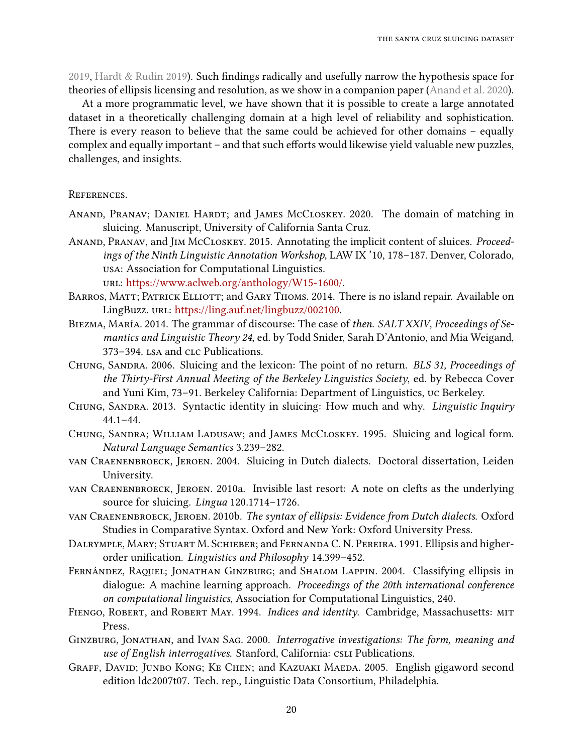2019, Hardt & Rudin 2019). Such findings radically and usefully narrow the hypothesis space for theories of ellipsis licensing and resolution, as we show in a companion paper (Anand et al. 2020).

At a more programmatic level, we have shown that it is possible to create a large annotated dataset in a theoretically challenging domain at a high level of reliability and sophistication. There is every reason to believe that the same could be achieved for other domains – equally complex and equally important – and that such efforts would likewise yield valuable new puzzles, challenges, and insights.

## References.

Anand, Pranav; Daniel Hardt; and James McCloskey. 2020. The domain of matching in sluicing. Manuscript, University of California Santa Cruz.

Anand, Pranav, and Jim McCloskey. 2015. Annotating the implicit content of sluices. *Proceedings of the Ninth Linguistic Annotation Workshop*, LAW IX '10, 178–187. Denver, Colorado, USA: Association for Computational Linguistics. URL: https://www.aclweb.org/anthology/W15-1600/.

Barros, Matt; Patrick Elliott; and Gary Thoms. 2014. There is no island repair. Available on LingBuzz. URL: https://ling.auf.net/lingbuzz/002100.

Biezma, María. 2014. The grammar of discourse: The case of *then*. *SALT XXIV, Proceedings of Semantics and Linguistic Theory 24*, ed. by Todd Snider, Sarah D'Antonio, and Mia Weigand, 373–394. LSA and CLC Publications.

Chung, Sandra. 2006. Sluicing and the lexicon: The point of no return. *BLS 31, Proceedings of the Thirty-First Annual Meeting of the Berkeley Linguistics Society*, ed. by Rebecca Cover and Yuni Kim, 73–91. Berkeley California: Department of Linguistics, UC Berkeley.

Chung, Sandra. 2013. Syntactic identity in sluicing: How much and why. *Linguistic Inquiry* 44.1–44.

Chung, Sandra; William Ladusaw; and James McCloskey. 1995. Sluicing and logical form. *Natural Language Semantics* 3.239–282.

van Craenenbroeck, Jeroen. 2004. Sluicing in Dutch dialects. Doctoral dissertation, Leiden University.

van Craenenbroeck, Jeroen. 2010a. Invisible last resort: A note on clefts as the underlying source for sluicing. *Lingua* 120.1714–1726.

van Craenenbroeck, Jeroen. 2010b. *The syntax of ellipsis: Evidence from Dutch dialects*. Oxford Studies in Comparative Syntax. Oxford and New York: Oxford University Press.

Dalrymple, Mary; Stuart M. Schieber; and Fernanda C. N. Pereira. 1991. Ellipsis and higher-order unification. *Linguistics and Philosophy* 14.399–452.

Fernández, Raquel; Jonathan Ginzburg; and Shalom Lappin. 2004. Classifying ellipsis in dialogue: A machine learning approach. *Proceedings of the 20th international conference on computational linguistics*, Association for Computational Linguistics, 240.

Fiengo, Robert, and Robert May. 1994. *Indices and identity*. Cambridge, Massachusetts: MIT Press.

Ginzburg, Jonathan, and Ivan Sag. 2000. *Interrogative investigations: The form, meaning and use of English interrogatives*. Stanford, California: CSLI Publications.

Graff, David; Junbo Kong; Ke Chen; and Kazuaki Maeda. 2005. English gigaword second edition ldc2007t07. Tech. rep., Linguistic Data Consortium, Philadelphia.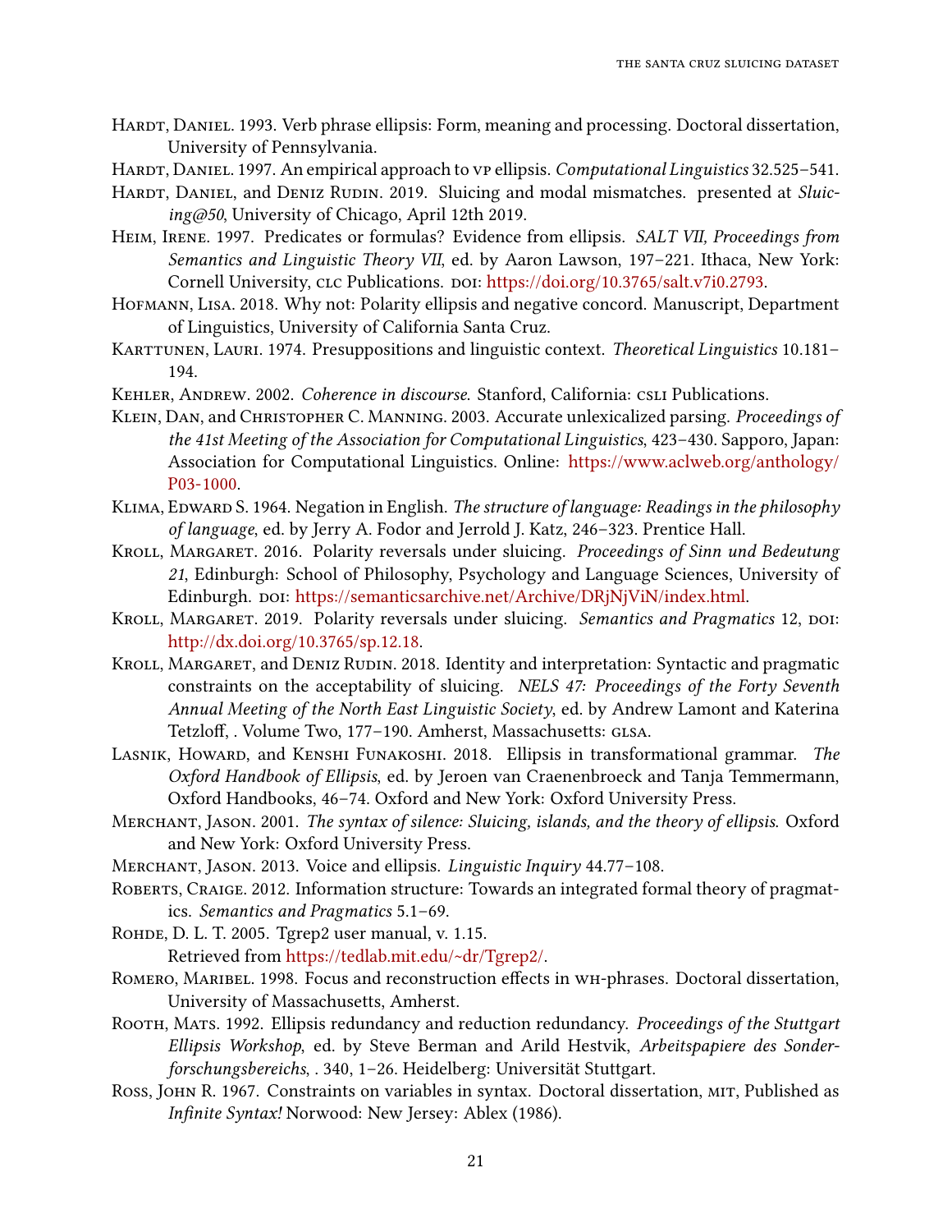Hardt, Daniel. 1993. Verb phrase ellipsis: Form, meaning and processing. Doctoral dissertation, University of Pennsylvania.

Hardt, Daniel. 1997. An empirical approach to vp ellipsis. *Computational Linguistics* 32.525–541.

Hardt, Daniel, and Deniz Rudin. 2019. Sluicing and modal mismatches. presented at *Sluicing@50*, University of Chicago, April 12th 2019.

Heim, Irene. 1997. Predicates or formulas? Evidence from ellipsis. *SALT VII, Proceedings from Semantics and Linguistic Theory VII*, ed. by Aaron Lawson, 197–221. Ithaca, New York: Cornell University, clc Publications. doi: https://doi.org/10.3765/salt.v7i0.2793.

Hofmann, Lisa. 2018. Why not: Polarity ellipsis and negative concord. Manuscript, Department of Linguistics, University of California Santa Cruz.

Karttunen, Lauri. 1974. Presuppositions and linguistic context. *Theoretical Linguistics* 10.181–194.

Kehler, Andrew. 2002. *Coherence in discourse*. Stanford, California: csli Publications.

Klein, Dan, and Christopher C. Manning. 2003. Accurate unlexicalized parsing. *Proceedings of the 41st Meeting of the Association for Computational Linguistics*, 423–430. Sapporo, Japan: Association for Computational Linguistics. Online: https://www.aclweb.org/anthology/P03-1000.

Klima, Edward S. 1964. Negation in English. *The structure of language: Readings in the philosophy of language*, ed. by Jerry A. Fodor and Jerrold J. Katz, 246–323. Prentice Hall.

Kroll, Margaret. 2016. Polarity reversals under sluicing. *Proceedings of Sinn und Bedeutung 21*, Edinburgh: School of Philosophy, Psychology and Language Sciences, University of Edinburgh. doi: https://semanticsarchive.net/Archive/DRjNjViN/index.html.

Kroll, Margaret. 2019. Polarity reversals under sluicing. *Semantics and Pragmatics* 12, doi: http://dx.doi.org/10.3765/sp.12.18.

Kroll, Margaret, and Deniz Rudin. 2018. Identity and interpretation: Syntactic and pragmatic constraints on the acceptability of sluicing. *NELS 47: Proceedings of the Forty Seventh Annual Meeting of the North East Linguistic Society*, ed. by Andrew Lamont and Katerina Tetzloff, . Volume Two, 177–190. Amherst, Massachusetts: glsa.

Lasnik, Howard, and Kenshi Funakoshi. 2018. Ellipsis in transformational grammar. *The Oxford Handbook of Ellipsis*, ed. by Jeroen van Craenenbroeck and Tanja Temmermann, Oxford Handbooks, 46–74. Oxford and New York: Oxford University Press.

Merchant, Jason. 2001. *The syntax of silence: Sluicing, islands, and the theory of ellipsis*. Oxford and New York: Oxford University Press.

Merchant, Jason. 2013. Voice and ellipsis. *Linguistic Inquiry* 44.77–108.

Roberts, Craige. 2012. Information structure: Towards an integrated formal theory of pragmatics. *Semantics and Pragmatics* 5.1–69.

Rohde, D. L. T. 2005. Tgrep2 user manual, v. 1.15.
Retrieved from https://tedlab.mit.edu/~dr/Tgrep2/.

Romero, Maribel. 1998. Focus and reconstruction effects in wh-phrases. Doctoral dissertation, University of Massachusetts, Amherst.

Rooth, Mats. 1992. Ellipsis redundancy and reduction redundancy. *Proceedings of the Stuttgart Ellipsis Workshop*, ed. by Steve Berman and Arild Hestvik, *Arbeitspapiere des Sonderforschungsbereichs*, . 340, 1–26. Heidelberg: Universität Stuttgart.

Ross, John R. 1967. Constraints on variables in syntax. Doctoral dissertation, mit, Published as *Infinite Syntax!* Norwood: New Jersey: Ablex (1986).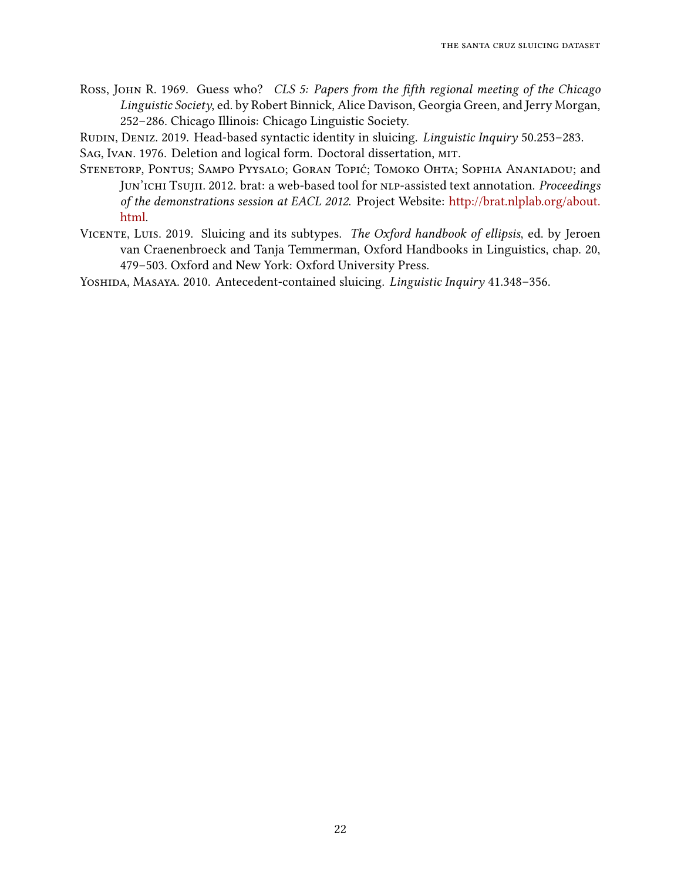Ross, John R. 1969. Guess who? *CLS 5: Papers from the fifth regional meeting of the Chicago Linguistic Society*, ed. by Robert Binnick, Alice Davison, Georgia Green, and Jerry Morgan, 252–286. Chicago Illinois: Chicago Linguistic Society.

Rudin, Deniz. 2019. Head-based syntactic identity in sluicing. *Linguistic Inquiry* 50.253–283.

Sag, Ivan. 1976. Deletion and logical form. Doctoral dissertation, MIT.

Stenetorp, Pontus; Sampo Pyysalo; Goran Topić; Tomoko Ohta; Sophia Ananiadou; and Jun'ichi Tsujii. 2012. brat: a web-based tool for NLP-assisted text annotation. *Proceedings of the demonstrations session at EACL 2012.* Project Website: http://brat.nlplab.org/about.html.

Vicente, Luis. 2019. Sluicing and its subtypes. *The Oxford handbook of ellipsis*, ed. by Jeroen van Craenenbroeck and Tanja Temmerman, Oxford Handbooks in Linguistics, chap. 20, 479–503. Oxford and New York: Oxford University Press.

Yoshida, Masaya. 2010. Antecedent-contained sluicing. *Linguistic Inquiry* 41.348–356.